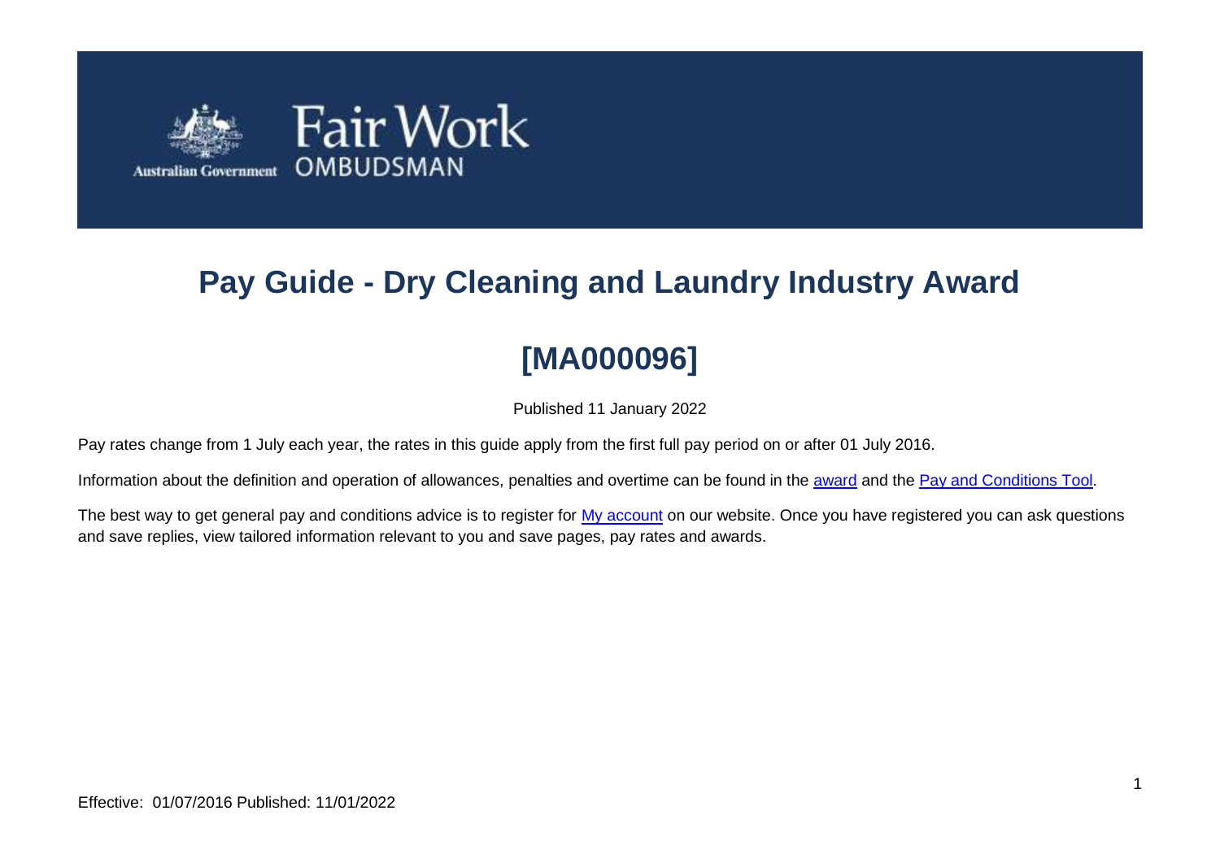# Pay Guide - Dry Cleaning and Laundry Industry Award

## [MA000096]

Published 11 January 2022

Pay rates change from 1 July each year, the rates in this guide apply from the first full pay period on or after 01 July 2016.

Information about the definition and operation of allowances, penalties and overtime can be found in the award and the Pay and Conditions Tool.

The best way to get general pay and conditions advice is to register for My account on our website. Once you have registered you can ask questions and save replies, view tailored information relevant to you and save pages, pay rates and awards.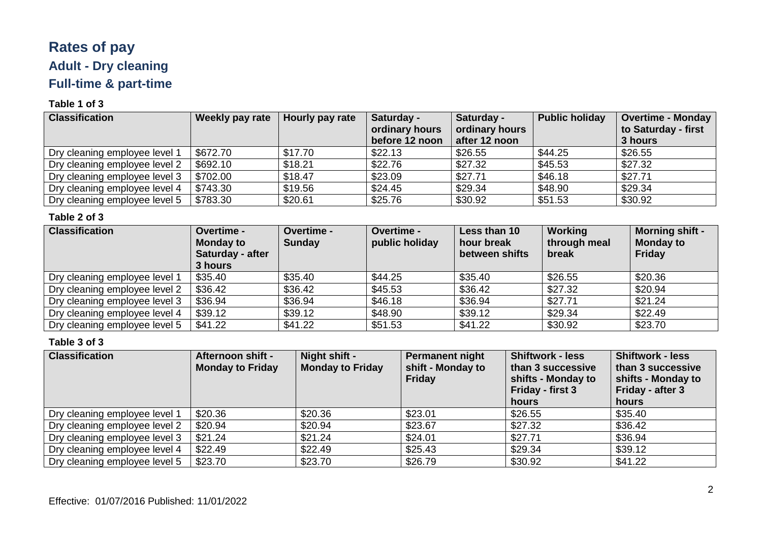# Rates of pay

## Adult - Dry cleaning

## Full-time & part-time

**Table 1 of 3**

| Classification | Weekly pay rate | Hourly pay rate | Saturday - ordinary hours before 12 noon | Saturday - ordinary hours after 12 noon | Public holiday | Overtime - Monday to Saturday - first 3 hours |
|---|---|---|---|---|---|---|
| Dry cleaning employee level 1 | $672.70 | $17.70 | $22.13 | $26.55 | $44.25 | $26.55 |
| Dry cleaning employee level 2 | $692.10 | $18.21 | $22.76 | $27.32 | $45.53 | $27.32 |
| Dry cleaning employee level 3 | $702.00 | $18.47 | $23.09 | $27.71 | $46.18 | $27.71 |
| Dry cleaning employee level 4 | $743.30 | $19.56 | $24.45 | $29.34 | $48.90 | $29.34 |
| Dry cleaning employee level 5 | $783.30 | $20.61 | $25.76 | $30.92 | $51.53 | $30.92 |

**Table 2 of 3**

| Classification | Overtime - Monday to Saturday - after 3 hours | Overtime - Sunday | Overtime - public holiday | Less than 10 hour break between shifts | Working through meal break | Morning shift - Monday to Friday |
|---|---|---|---|---|---|---|
| Dry cleaning employee level 1 | $35.40 | $35.40 | $44.25 | $35.40 | $26.55 | $20.36 |
| Dry cleaning employee level 2 | $36.42 | $36.42 | $45.53 | $36.42 | $27.32 | $20.94 |
| Dry cleaning employee level 3 | $36.94 | $36.94 | $46.18 | $36.94 | $27.71 | $21.24 |
| Dry cleaning employee level 4 | $39.12 | $39.12 | $48.90 | $39.12 | $29.34 | $22.49 |
| Dry cleaning employee level 5 | $41.22 | $41.22 | $51.53 | $41.22 | $30.92 | $23.70 |

**Table 3 of 3**

| Classification | Afternoon shift - Monday to Friday | Night shift - Monday to Friday | Permanent night shift - Monday to Friday | Shiftwork - less than 3 successive shifts - Monday to Friday - first 3 hours | Shiftwork - less than 3 successive shifts - Monday to Friday - after 3 hours |
|---|---|---|---|---|---|
| Dry cleaning employee level 1 | $20.36 | $20.36 | $23.01 | $26.55 | $35.40 |
| Dry cleaning employee level 2 | $20.94 | $20.94 | $23.67 | $27.32 | $36.42 |
| Dry cleaning employee level 3 | $21.24 | $21.24 | $24.01 | $27.71 | $36.94 |
| Dry cleaning employee level 4 | $22.49 | $22.49 | $25.43 | $29.34 | $39.12 |
| Dry cleaning employee level 5 | $23.70 | $23.70 | $26.79 | $30.92 | $41.22 |

Effective: 01/07/2016 Published: 11/01/2022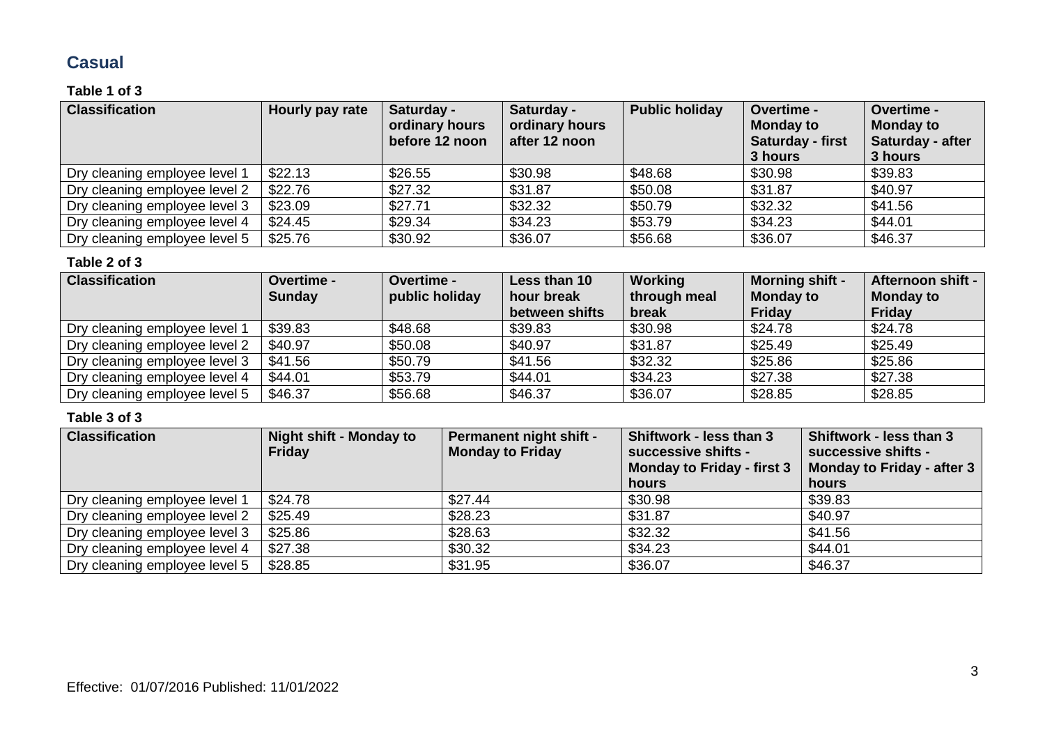## Casual

**Table 1 of 3**

| Classification | Hourly pay rate | Saturday - ordinary hours before 12 noon | Saturday - ordinary hours after 12 noon | Public holiday | Overtime - Monday to Saturday - first 3 hours | Overtime - Monday to Saturday - after 3 hours |
|---|---|---|---|---|---|---|
| Dry cleaning employee level 1 | $22.13 | $26.55 | $30.98 | $48.68 | $30.98 | $39.83 |
| Dry cleaning employee level 2 | $22.76 | $27.32 | $31.87 | $50.08 | $31.87 | $40.97 |
| Dry cleaning employee level 3 | $23.09 | $27.71 | $32.32 | $50.79 | $32.32 | $41.56 |
| Dry cleaning employee level 4 | $24.45 | $29.34 | $34.23 | $53.79 | $34.23 | $44.01 |
| Dry cleaning employee level 5 | $25.76 | $30.92 | $36.07 | $56.68 | $36.07 | $46.37 |

**Table 2 of 3**

| Classification | Overtime - Sunday | Overtime - public holiday | Less than 10 hour break between shifts | Working through meal break | Morning shift - Monday to Friday | Afternoon shift - Monday to Friday |
|---|---|---|---|---|---|---|
| Dry cleaning employee level 1 | $39.83 | $48.68 | $39.83 | $30.98 | $24.78 | $24.78 |
| Dry cleaning employee level 2 | $40.97 | $50.08 | $40.97 | $31.87 | $25.49 | $25.49 |
| Dry cleaning employee level 3 | $41.56 | $50.79 | $41.56 | $32.32 | $25.86 | $25.86 |
| Dry cleaning employee level 4 | $44.01 | $53.79 | $44.01 | $34.23 | $27.38 | $27.38 |
| Dry cleaning employee level 5 | $46.37 | $56.68 | $46.37 | $36.07 | $28.85 | $28.85 |

**Table 3 of 3**

| Classification | Night shift - Monday to Friday | Permanent night shift - Monday to Friday | Shiftwork - less than 3 successive shifts - Monday to Friday - first 3 hours | Shiftwork - less than 3 successive shifts - Monday to Friday - after 3 hours |
|---|---|---|---|---|
| Dry cleaning employee level 1 | $24.78 | $27.44 | $30.98 | $39.83 |
| Dry cleaning employee level 2 | $25.49 | $28.23 | $31.87 | $40.97 |
| Dry cleaning employee level 3 | $25.86 | $28.63 | $32.32 | $41.56 |
| Dry cleaning employee level 4 | $27.38 | $30.32 | $34.23 | $44.01 |
| Dry cleaning employee level 5 | $28.85 | $31.95 | $36.07 | $46.37 |

Effective: 01/07/2016 Published: 11/01/2022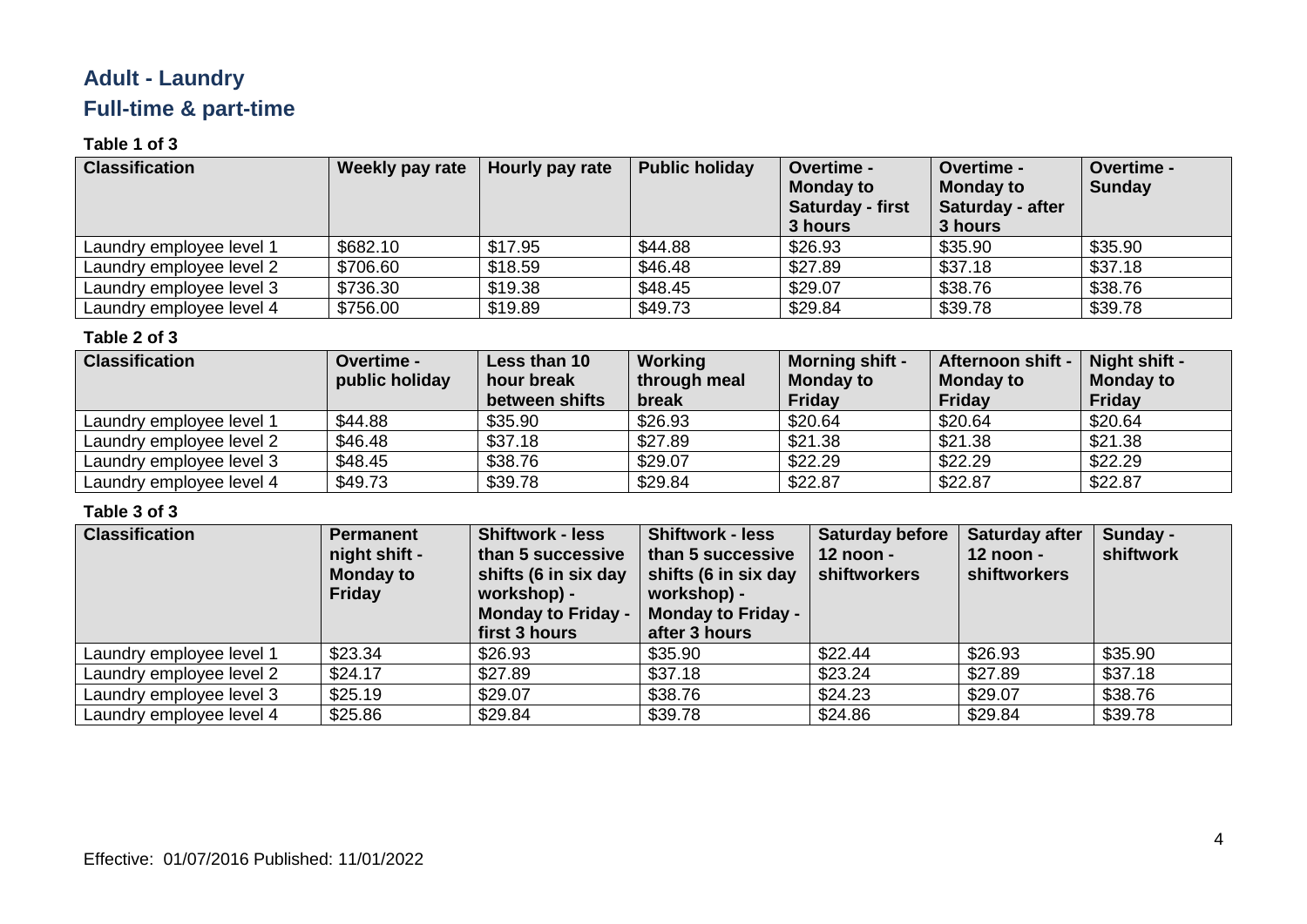## Adult - Laundry

## Full-time & part-time

**Table 1 of 3**

| Classification | Weekly pay rate | Hourly pay rate | Public holiday | Overtime - Monday to Saturday - first 3 hours | Overtime - Monday to Saturday - after 3 hours | Overtime - Sunday |
|---|---|---|---|---|---|---|
| Laundry employee level 1 | $682.10 | $17.95 | $44.88 | $26.93 | $35.90 | $35.90 |
| Laundry employee level 2 | $706.60 | $18.59 | $46.48 | $27.89 | $37.18 | $37.18 |
| Laundry employee level 3 | $736.30 | $19.38 | $48.45 | $29.07 | $38.76 | $38.76 |
| Laundry employee level 4 | $756.00 | $19.89 | $49.73 | $29.84 | $39.78 | $39.78 |

**Table 2 of 3**

| Classification | Overtime - public holiday | Less than 10 hour break between shifts | Working through meal break | Morning shift - Monday to Friday | Afternoon shift - Monday to Friday | Night shift - Monday to Friday |
|---|---|---|---|---|---|---|
| Laundry employee level 1 | $44.88 | $35.90 | $26.93 | $20.64 | $20.64 | $20.64 |
| Laundry employee level 2 | $46.48 | $37.18 | $27.89 | $21.38 | $21.38 | $21.38 |
| Laundry employee level 3 | $48.45 | $38.76 | $29.07 | $22.29 | $22.29 | $22.29 |
| Laundry employee level 4 | $49.73 | $39.78 | $29.84 | $22.87 | $22.87 | $22.87 |

**Table 3 of 3**

| Classification | Permanent night shift - Monday to Friday | Shiftwork - less than 5 successive shifts (6 in six day workshop) - Monday to Friday - first 3 hours | Shiftwork - less than 5 successive shifts (6 in six day workshop) - Monday to Friday - after 3 hours | Saturday before 12 noon - shiftworkers | Saturday after 12 noon - shiftworkers | Sunday - shiftwork |
|---|---|---|---|---|---|---|
| Laundry employee level 1 | $23.34 | $26.93 | $35.90 | $22.44 | $26.93 | $35.90 |
| Laundry employee level 2 | $24.17 | $27.89 | $37.18 | $23.24 | $27.89 | $37.18 |
| Laundry employee level 3 | $25.19 | $29.07 | $38.76 | $24.23 | $29.07 | $38.76 |
| Laundry employee level 4 | $25.86 | $29.84 | $39.78 | $24.86 | $29.84 | $39.78 |

Effective: 01/07/2016 Published: 11/01/2022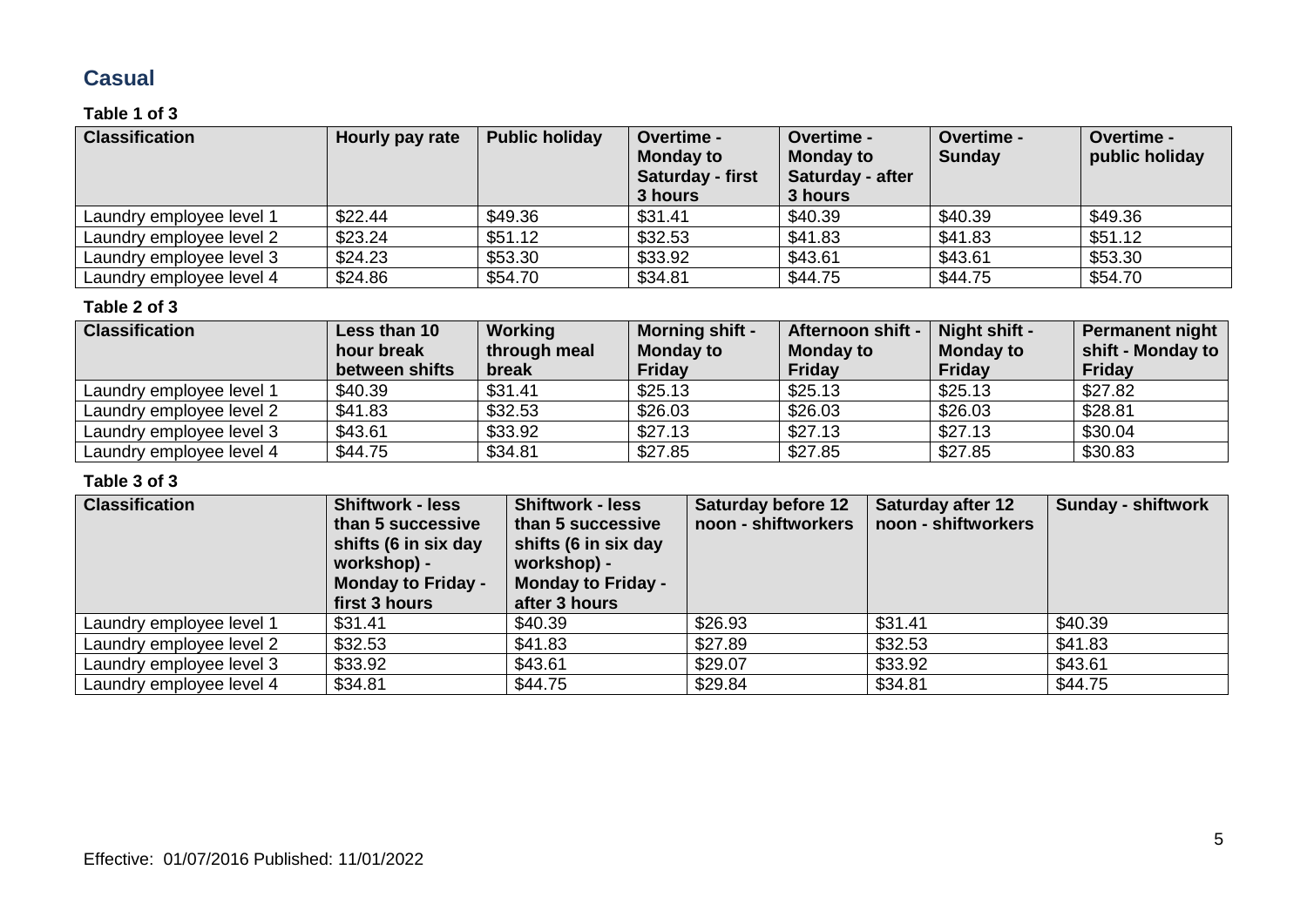## Casual

**Table 1 of 3**

| Classification | Hourly pay rate | Public holiday | Overtime - Monday to Saturday - first 3 hours | Overtime - Monday to Saturday - after 3 hours | Overtime - Sunday | Overtime - public holiday |
|---|---|---|---|---|---|---|
| Laundry employee level 1 | $22.44 | $49.36 | $31.41 | $40.39 | $40.39 | $49.36 |
| Laundry employee level 2 | $23.24 | $51.12 | $32.53 | $41.83 | $41.83 | $51.12 |
| Laundry employee level 3 | $24.23 | $53.30 | $33.92 | $43.61 | $43.61 | $53.30 |
| Laundry employee level 4 | $24.86 | $54.70 | $34.81 | $44.75 | $44.75 | $54.70 |

**Table 2 of 3**

| Classification | Less than 10 hour break between shifts | Working through meal break | Morning shift - Monday to Friday | Afternoon shift - Monday to Friday | Night shift - Monday to Friday | Permanent night shift - Monday to Friday |
|---|---|---|---|---|---|---|
| Laundry employee level 1 | $40.39 | $31.41 | $25.13 | $25.13 | $25.13 | $27.82 |
| Laundry employee level 2 | $41.83 | $32.53 | $26.03 | $26.03 | $26.03 | $28.81 |
| Laundry employee level 3 | $43.61 | $33.92 | $27.13 | $27.13 | $27.13 | $30.04 |
| Laundry employee level 4 | $44.75 | $34.81 | $27.85 | $27.85 | $27.85 | $30.83 |

**Table 3 of 3**

| Classification | Shiftwork - less than 5 successive shifts (6 in six day workshop) - Monday to Friday - first 3 hours | Shiftwork - less than 5 successive shifts (6 in six day workshop) - Monday to Friday - after 3 hours | Saturday before 12 noon - shiftworkers | Saturday after 12 noon - shiftworkers | Sunday - shiftwork |
|---|---|---|---|---|---|
| Laundry employee level 1 | $31.41 | $40.39 | $26.93 | $31.41 | $40.39 |
| Laundry employee level 2 | $32.53 | $41.83 | $27.89 | $32.53 | $41.83 |
| Laundry employee level 3 | $33.92 | $43.61 | $29.07 | $33.92 | $43.61 |
| Laundry employee level 4 | $34.81 | $44.75 | $29.84 | $34.81 | $44.75 |

Effective: 01/07/2016 Published: 11/01/2022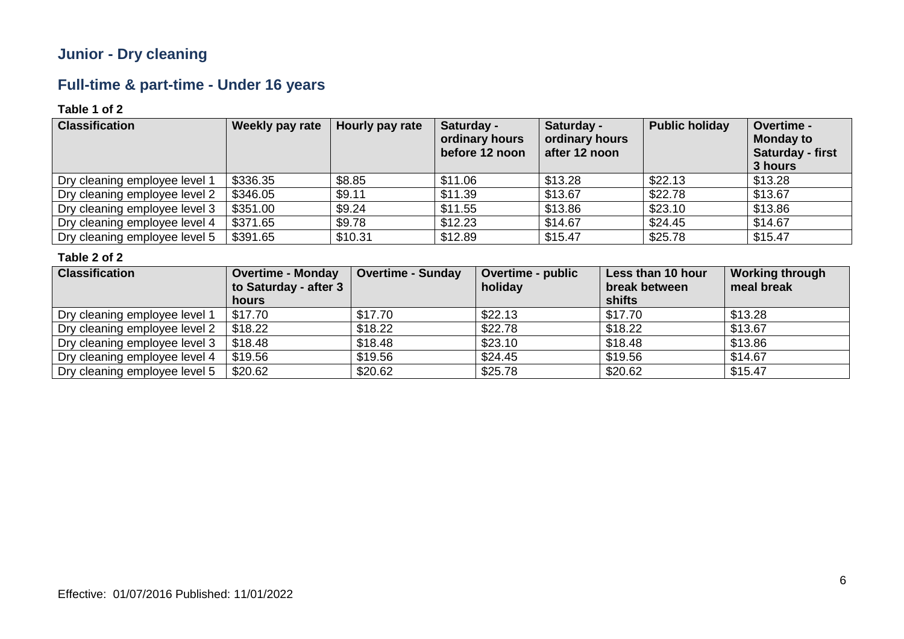## Junior - Dry cleaning

## Full-time & part-time - Under 16 years

**Table 1 of 2**

| Classification | Weekly pay rate | Hourly pay rate | Saturday - ordinary hours before 12 noon | Saturday - ordinary hours after 12 noon | Public holiday | Overtime - Monday to Saturday - first 3 hours |
|---|---|---|---|---|---|---|
| Dry cleaning employee level 1 | $336.35 | $8.85 | $11.06 | $13.28 | $22.13 | $13.28 |
| Dry cleaning employee level 2 | $346.05 | $9.11 | $11.39 | $13.67 | $22.78 | $13.67 |
| Dry cleaning employee level 3 | $351.00 | $9.24 | $11.55 | $13.86 | $23.10 | $13.86 |
| Dry cleaning employee level 4 | $371.65 | $9.78 | $12.23 | $14.67 | $24.45 | $14.67 |
| Dry cleaning employee level 5 | $391.65 | $10.31 | $12.89 | $15.47 | $25.78 | $15.47 |

**Table 2 of 2**

| Classification | Overtime - Monday to Saturday - after 3 hours | Overtime - Sunday | Overtime - public holiday | Less than 10 hour break between shifts | Working through meal break |
|---|---|---|---|---|---|
| Dry cleaning employee level 1 | $17.70 | $17.70 | $22.13 | $17.70 | $13.28 |
| Dry cleaning employee level 2 | $18.22 | $18.22 | $22.78 | $18.22 | $13.67 |
| Dry cleaning employee level 3 | $18.48 | $18.48 | $23.10 | $18.48 | $13.86 |
| Dry cleaning employee level 4 | $19.56 | $19.56 | $24.45 | $19.56 | $14.67 |
| Dry cleaning employee level 5 | $20.62 | $20.62 | $25.78 | $20.62 | $15.47 |

Effective: 01/07/2016 Published: 11/01/2022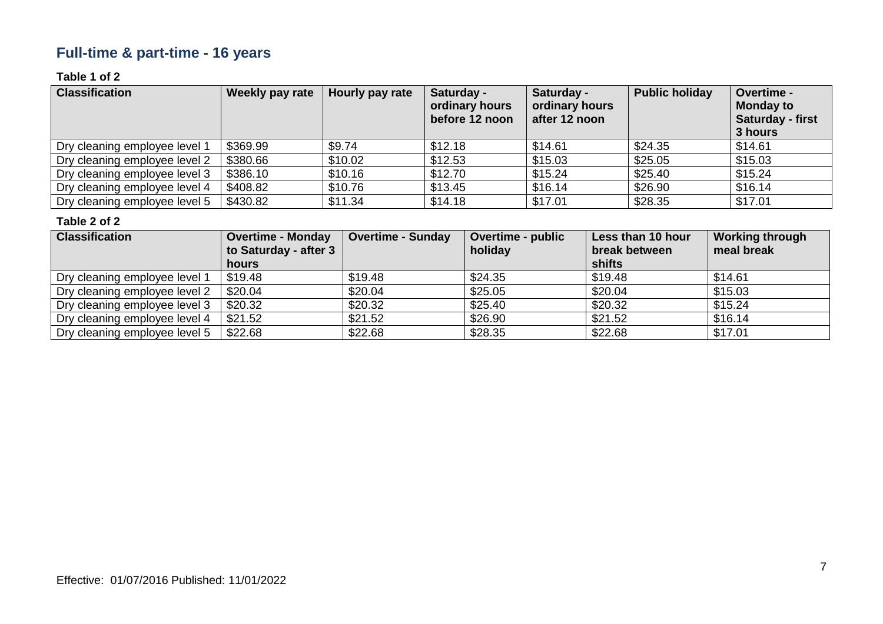## Full-time & part-time - 16 years

**Table 1 of 2**

| Classification | Weekly pay rate | Hourly pay rate | Saturday - ordinary hours before 12 noon | Saturday - ordinary hours after 12 noon | Public holiday | Overtime - Monday to Saturday - first 3 hours |
|---|---|---|---|---|---|---|
| Dry cleaning employee level 1 | $369.99 | $9.74 | $12.18 | $14.61 | $24.35 | $14.61 |
| Dry cleaning employee level 2 | $380.66 | $10.02 | $12.53 | $15.03 | $25.05 | $15.03 |
| Dry cleaning employee level 3 | $386.10 | $10.16 | $12.70 | $15.24 | $25.40 | $15.24 |
| Dry cleaning employee level 4 | $408.82 | $10.76 | $13.45 | $16.14 | $26.90 | $16.14 |
| Dry cleaning employee level 5 | $430.82 | $11.34 | $14.18 | $17.01 | $28.35 | $17.01 |

**Table 2 of 2**

| Classification | Overtime - Monday to Saturday - after 3 hours | Overtime - Sunday | Overtime - public holiday | Less than 10 hour break between shifts | Working through meal break |
|---|---|---|---|---|---|
| Dry cleaning employee level 1 | $19.48 | $19.48 | $24.35 | $19.48 | $14.61 |
| Dry cleaning employee level 2 | $20.04 | $20.04 | $25.05 | $20.04 | $15.03 |
| Dry cleaning employee level 3 | $20.32 | $20.32 | $25.40 | $20.32 | $15.24 |
| Dry cleaning employee level 4 | $21.52 | $21.52 | $26.90 | $21.52 | $16.14 |
| Dry cleaning employee level 5 | $22.68 | $22.68 | $28.35 | $22.68 | $17.01 |

Effective: 01/07/2016 Published: 11/01/2022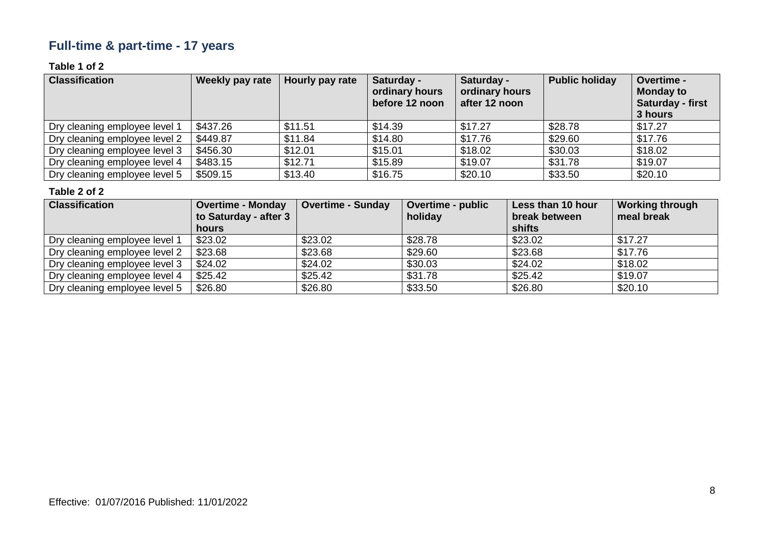## Full-time & part-time - 17 years

**Table 1 of 2**

| Classification | Weekly pay rate | Hourly pay rate | Saturday - ordinary hours before 12 noon | Saturday - ordinary hours after 12 noon | Public holiday | Overtime - Monday to Saturday - first 3 hours |
|---|---|---|---|---|---|---|
| Dry cleaning employee level 1 | $437.26 | $11.51 | $14.39 | $17.27 | $28.78 | $17.27 |
| Dry cleaning employee level 2 | $449.87 | $11.84 | $14.80 | $17.76 | $29.60 | $17.76 |
| Dry cleaning employee level 3 | $456.30 | $12.01 | $15.01 | $18.02 | $30.03 | $18.02 |
| Dry cleaning employee level 4 | $483.15 | $12.71 | $15.89 | $19.07 | $31.78 | $19.07 |
| Dry cleaning employee level 5 | $509.15 | $13.40 | $16.75 | $20.10 | $33.50 | $20.10 |

**Table 2 of 2**

| Classification | Overtime - Monday to Saturday - after 3 hours | Overtime - Sunday | Overtime - public holiday | Less than 10 hour break between shifts | Working through meal break |
|---|---|---|---|---|---|
| Dry cleaning employee level 1 | $23.02 | $23.02 | $28.78 | $23.02 | $17.27 |
| Dry cleaning employee level 2 | $23.68 | $23.68 | $29.60 | $23.68 | $17.76 |
| Dry cleaning employee level 3 | $24.02 | $24.02 | $30.03 | $24.02 | $18.02 |
| Dry cleaning employee level 4 | $25.42 | $25.42 | $31.78 | $25.42 | $19.07 |
| Dry cleaning employee level 5 | $26.80 | $26.80 | $33.50 | $26.80 | $20.10 |

Effective: 01/07/2016 Published: 11/01/2022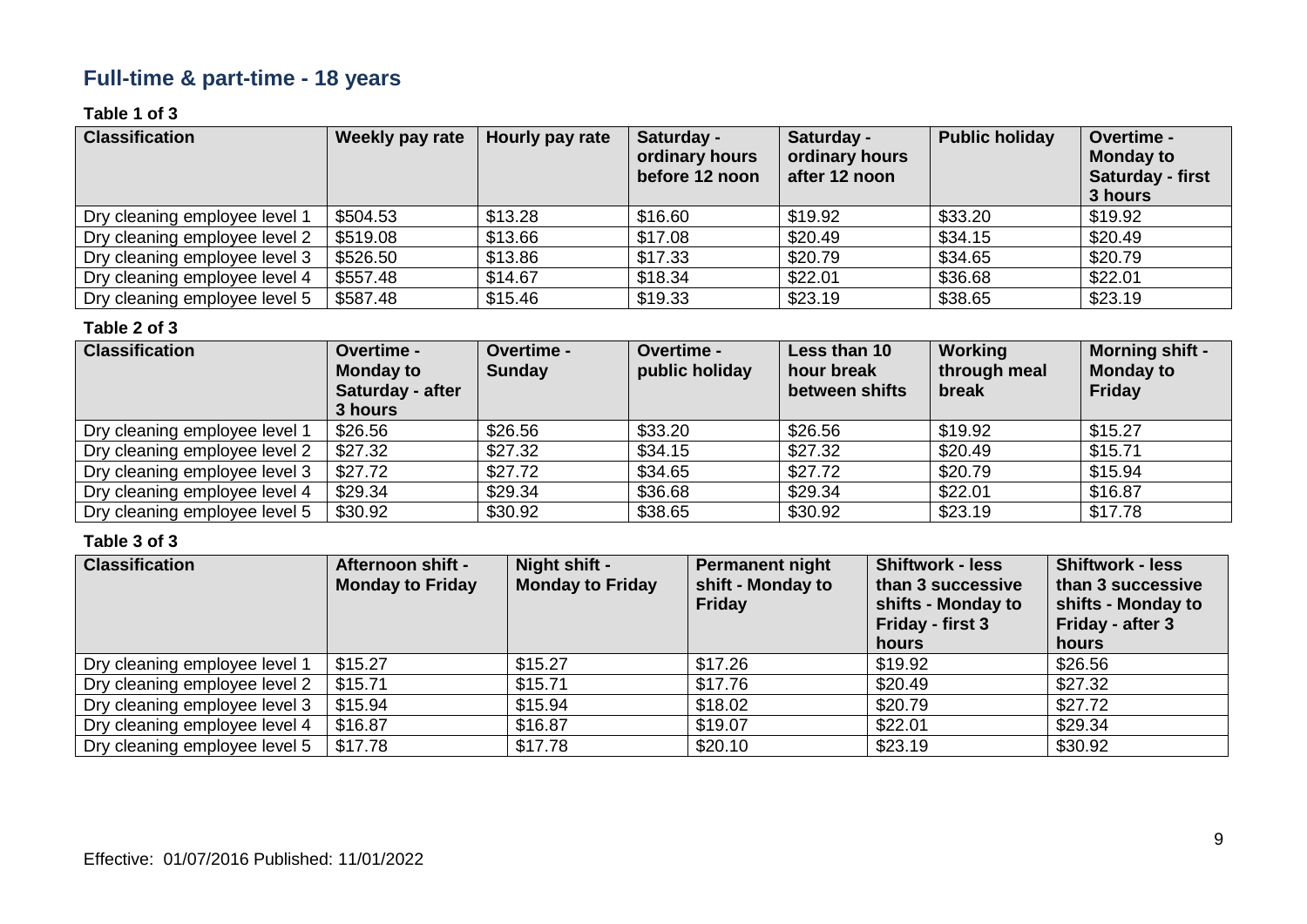## Full-time & part-time - 18 years

**Table 1 of 3**

| Classification | Weekly pay rate | Hourly pay rate | Saturday - ordinary hours before 12 noon | Saturday - ordinary hours after 12 noon | Public holiday | Overtime - Monday to Saturday - first 3 hours |
|---|---|---|---|---|---|---|
| Dry cleaning employee level 1 | $504.53 | $13.28 | $16.60 | $19.92 | $33.20 | $19.92 |
| Dry cleaning employee level 2 | $519.08 | $13.66 | $17.08 | $20.49 | $34.15 | $20.49 |
| Dry cleaning employee level 3 | $526.50 | $13.86 | $17.33 | $20.79 | $34.65 | $20.79 |
| Dry cleaning employee level 4 | $557.48 | $14.67 | $18.34 | $22.01 | $36.68 | $22.01 |
| Dry cleaning employee level 5 | $587.48 | $15.46 | $19.33 | $23.19 | $38.65 | $23.19 |

**Table 2 of 3**

| Classification | Overtime - Monday to Saturday - after 3 hours | Overtime - Sunday | Overtime - public holiday | Less than 10 hour break between shifts | Working through meal break | Morning shift - Monday to Friday |
|---|---|---|---|---|---|---|
| Dry cleaning employee level 1 | $26.56 | $26.56 | $33.20 | $26.56 | $19.92 | $15.27 |
| Dry cleaning employee level 2 | $27.32 | $27.32 | $34.15 | $27.32 | $20.49 | $15.71 |
| Dry cleaning employee level 3 | $27.72 | $27.72 | $34.65 | $27.72 | $20.79 | $15.94 |
| Dry cleaning employee level 4 | $29.34 | $29.34 | $36.68 | $29.34 | $22.01 | $16.87 |
| Dry cleaning employee level 5 | $30.92 | $30.92 | $38.65 | $30.92 | $23.19 | $17.78 |

**Table 3 of 3**

| Classification | Afternoon shift - Monday to Friday | Night shift - Monday to Friday | Permanent night shift - Monday to Friday | Shiftwork - less than 3 successive shifts - Monday to Friday - first 3 hours | Shiftwork - less than 3 successive shifts - Monday to Friday - after 3 hours |
|---|---|---|---|---|---|
| Dry cleaning employee level 1 | $15.27 | $15.27 | $17.26 | $19.92 | $26.56 |
| Dry cleaning employee level 2 | $15.71 | $15.71 | $17.76 | $20.49 | $27.32 |
| Dry cleaning employee level 3 | $15.94 | $15.94 | $18.02 | $20.79 | $27.72 |
| Dry cleaning employee level 4 | $16.87 | $16.87 | $19.07 | $22.01 | $29.34 |
| Dry cleaning employee level 5 | $17.78 | $17.78 | $20.10 | $23.19 | $30.92 |

Effective: 01/07/2016 Published: 11/01/2022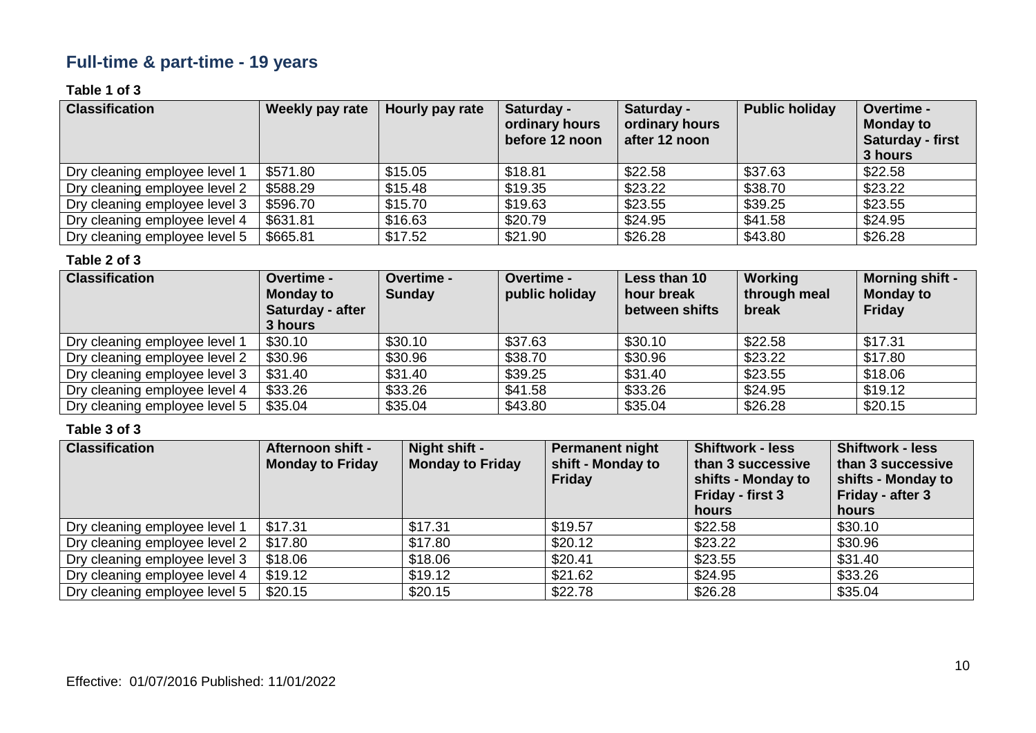## Full-time & part-time - 19 years

**Table 1 of 3**

| Classification | Weekly pay rate | Hourly pay rate | Saturday - ordinary hours before 12 noon | Saturday - ordinary hours after 12 noon | Public holiday | Overtime - Monday to Saturday - first 3 hours |
|---|---|---|---|---|---|---|
| Dry cleaning employee level 1 | $571.80 | $15.05 | $18.81 | $22.58 | $37.63 | $22.58 |
| Dry cleaning employee level 2 | $588.29 | $15.48 | $19.35 | $23.22 | $38.70 | $23.22 |
| Dry cleaning employee level 3 | $596.70 | $15.70 | $19.63 | $23.55 | $39.25 | $23.55 |
| Dry cleaning employee level 4 | $631.81 | $16.63 | $20.79 | $24.95 | $41.58 | $24.95 |
| Dry cleaning employee level 5 | $665.81 | $17.52 | $21.90 | $26.28 | $43.80 | $26.28 |

**Table 2 of 3**

| Classification | Overtime - Monday to Saturday - after 3 hours | Overtime - Sunday | Overtime - public holiday | Less than 10 hour break between shifts | Working through meal break | Morning shift - Monday to Friday |
|---|---|---|---|---|---|---|
| Dry cleaning employee level 1 | $30.10 | $30.10 | $37.63 | $30.10 | $22.58 | $17.31 |
| Dry cleaning employee level 2 | $30.96 | $30.96 | $38.70 | $30.96 | $23.22 | $17.80 |
| Dry cleaning employee level 3 | $31.40 | $31.40 | $39.25 | $31.40 | $23.55 | $18.06 |
| Dry cleaning employee level 4 | $33.26 | $33.26 | $41.58 | $33.26 | $24.95 | $19.12 |
| Dry cleaning employee level 5 | $35.04 | $35.04 | $43.80 | $35.04 | $26.28 | $20.15 |

**Table 3 of 3**

| Classification | Afternoon shift - Monday to Friday | Night shift - Monday to Friday | Permanent night shift - Monday to Friday | Shiftwork - less than 3 successive shifts - Monday to Friday - first 3 hours | Shiftwork - less than 3 successive shifts - Monday to Friday - after 3 hours |
|---|---|---|---|---|---|
| Dry cleaning employee level 1 | $17.31 | $17.31 | $19.57 | $22.58 | $30.10 |
| Dry cleaning employee level 2 | $17.80 | $17.80 | $20.12 | $23.22 | $30.96 |
| Dry cleaning employee level 3 | $18.06 | $18.06 | $20.41 | $23.55 | $31.40 |
| Dry cleaning employee level 4 | $19.12 | $19.12 | $21.62 | $24.95 | $33.26 |
| Dry cleaning employee level 5 | $20.15 | $20.15 | $22.78 | $26.28 | $35.04 |

Effective: 01/07/2016 Published: 11/01/2022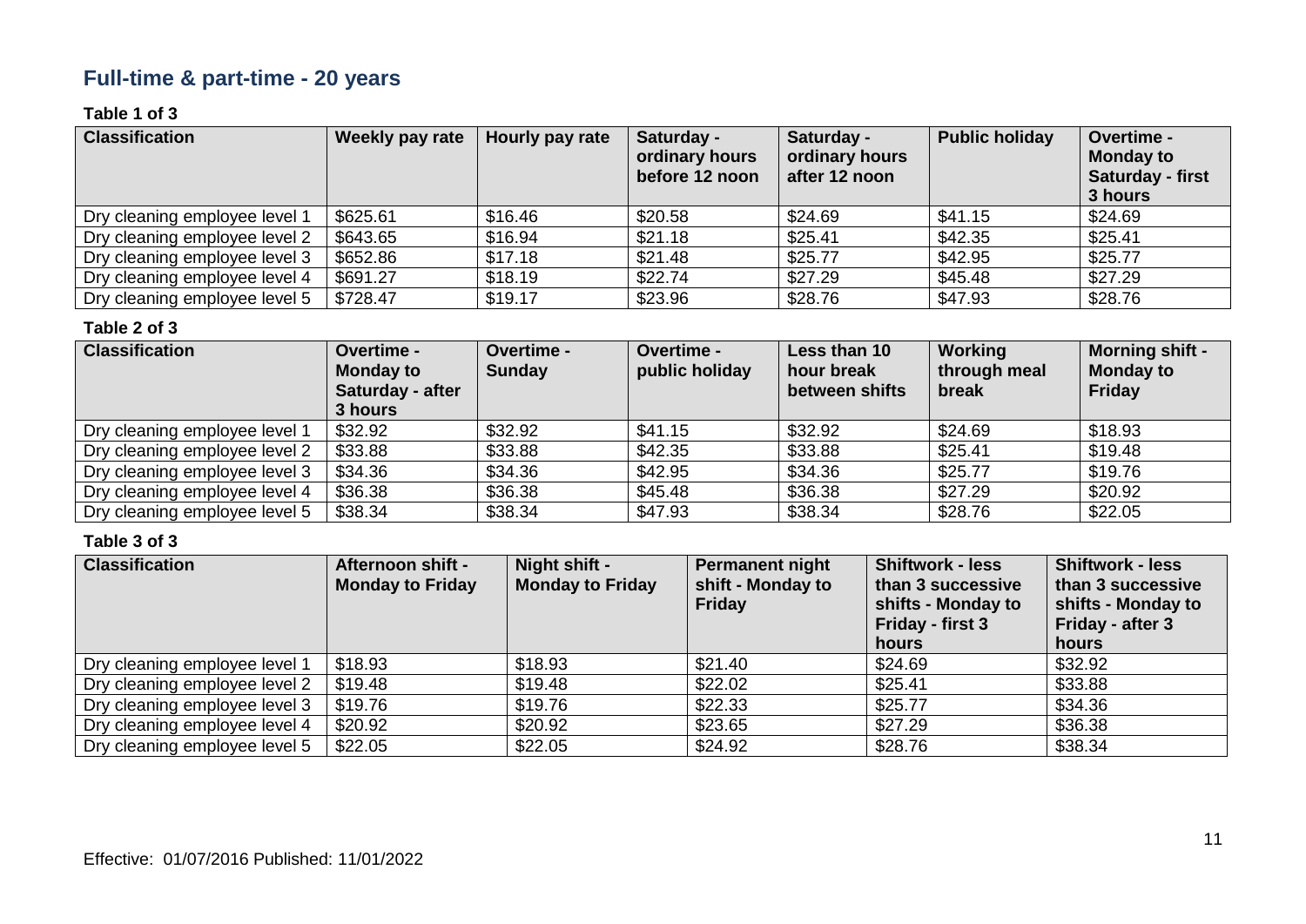## Full-time & part-time - 20 years

**Table 1 of 3**

| Classification | Weekly pay rate | Hourly pay rate | Saturday - ordinary hours before 12 noon | Saturday - ordinary hours after 12 noon | Public holiday | Overtime - Monday to Saturday - first 3 hours |
|---|---|---|---|---|---|---|
| Dry cleaning employee level 1 | $625.61 | $16.46 | $20.58 | $24.69 | $41.15 | $24.69 |
| Dry cleaning employee level 2 | $643.65 | $16.94 | $21.18 | $25.41 | $42.35 | $25.41 |
| Dry cleaning employee level 3 | $652.86 | $17.18 | $21.48 | $25.77 | $42.95 | $25.77 |
| Dry cleaning employee level 4 | $691.27 | $18.19 | $22.74 | $27.29 | $45.48 | $27.29 |
| Dry cleaning employee level 5 | $728.47 | $19.17 | $23.96 | $28.76 | $47.93 | $28.76 |

**Table 2 of 3**

| Classification | Overtime - Monday to Saturday - after 3 hours | Overtime - Sunday | Overtime - public holiday | Less than 10 hour break between shifts | Working through meal break | Morning shift - Monday to Friday |
|---|---|---|---|---|---|---|
| Dry cleaning employee level 1 | $32.92 | $32.92 | $41.15 | $32.92 | $24.69 | $18.93 |
| Dry cleaning employee level 2 | $33.88 | $33.88 | $42.35 | $33.88 | $25.41 | $19.48 |
| Dry cleaning employee level 3 | $34.36 | $34.36 | $42.95 | $34.36 | $25.77 | $19.76 |
| Dry cleaning employee level 4 | $36.38 | $36.38 | $45.48 | $36.38 | $27.29 | $20.92 |
| Dry cleaning employee level 5 | $38.34 | $38.34 | $47.93 | $38.34 | $28.76 | $22.05 |

**Table 3 of 3**

| Classification | Afternoon shift - Monday to Friday | Night shift - Monday to Friday | Permanent night shift - Monday to Friday | Shiftwork - less than 3 successive shifts - Monday to Friday - first 3 hours | Shiftwork - less than 3 successive shifts - Monday to Friday - after 3 hours |
|---|---|---|---|---|---|
| Dry cleaning employee level 1 | $18.93 | $18.93 | $21.40 | $24.69 | $32.92 |
| Dry cleaning employee level 2 | $19.48 | $19.48 | $22.02 | $25.41 | $33.88 |
| Dry cleaning employee level 3 | $19.76 | $19.76 | $22.33 | $25.77 | $34.36 |
| Dry cleaning employee level 4 | $20.92 | $20.92 | $23.65 | $27.29 | $36.38 |
| Dry cleaning employee level 5 | $22.05 | $22.05 | $24.92 | $28.76 | $38.34 |

Effective: 01/07/2016 Published: 11/01/2022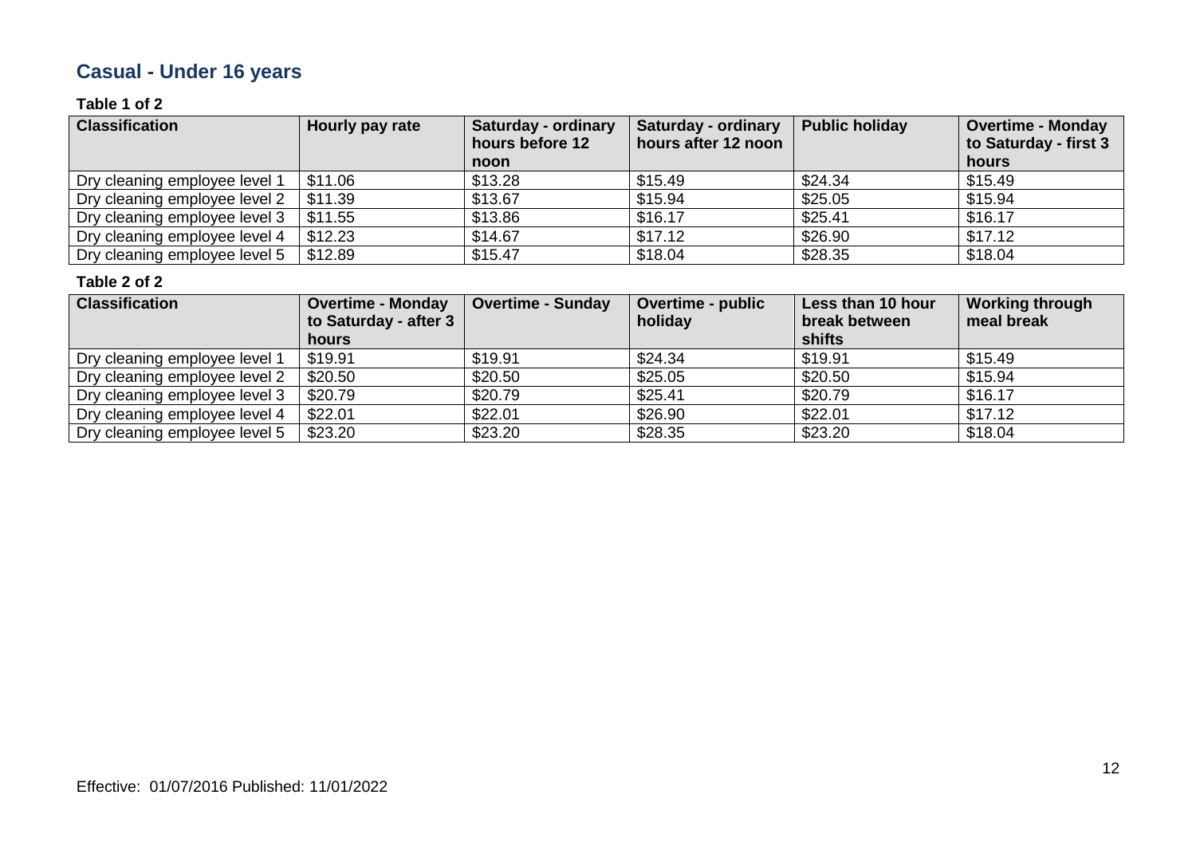## Casual - Under 16 years

**Table 1 of 2**

| Classification | Hourly pay rate | Saturday - ordinary hours before 12 noon | Saturday - ordinary hours after 12 noon | Public holiday | Overtime - Monday to Saturday - first 3 hours |
|---|---|---|---|---|---|
| Dry cleaning employee level 1 | $11.06 | $13.28 | $15.49 | $24.34 | $15.49 |
| Dry cleaning employee level 2 | $11.39 | $13.67 | $15.94 | $25.05 | $15.94 |
| Dry cleaning employee level 3 | $11.55 | $13.86 | $16.17 | $25.41 | $16.17 |
| Dry cleaning employee level 4 | $12.23 | $14.67 | $17.12 | $26.90 | $17.12 |
| Dry cleaning employee level 5 | $12.89 | $15.47 | $18.04 | $28.35 | $18.04 |

**Table 2 of 2**

| Classification | Overtime - Monday to Saturday - after 3 hours | Overtime - Sunday | Overtime - public holiday | Less than 10 hour break between shifts | Working through meal break |
|---|---|---|---|---|---|
| Dry cleaning employee level 1 | $19.91 | $19.91 | $24.34 | $19.91 | $15.49 |
| Dry cleaning employee level 2 | $20.50 | $20.50 | $25.05 | $20.50 | $15.94 |
| Dry cleaning employee level 3 | $20.79 | $20.79 | $25.41 | $20.79 | $16.17 |
| Dry cleaning employee level 4 | $22.01 | $22.01 | $26.90 | $22.01 | $17.12 |
| Dry cleaning employee level 5 | $23.20 | $23.20 | $28.35 | $23.20 | $18.04 |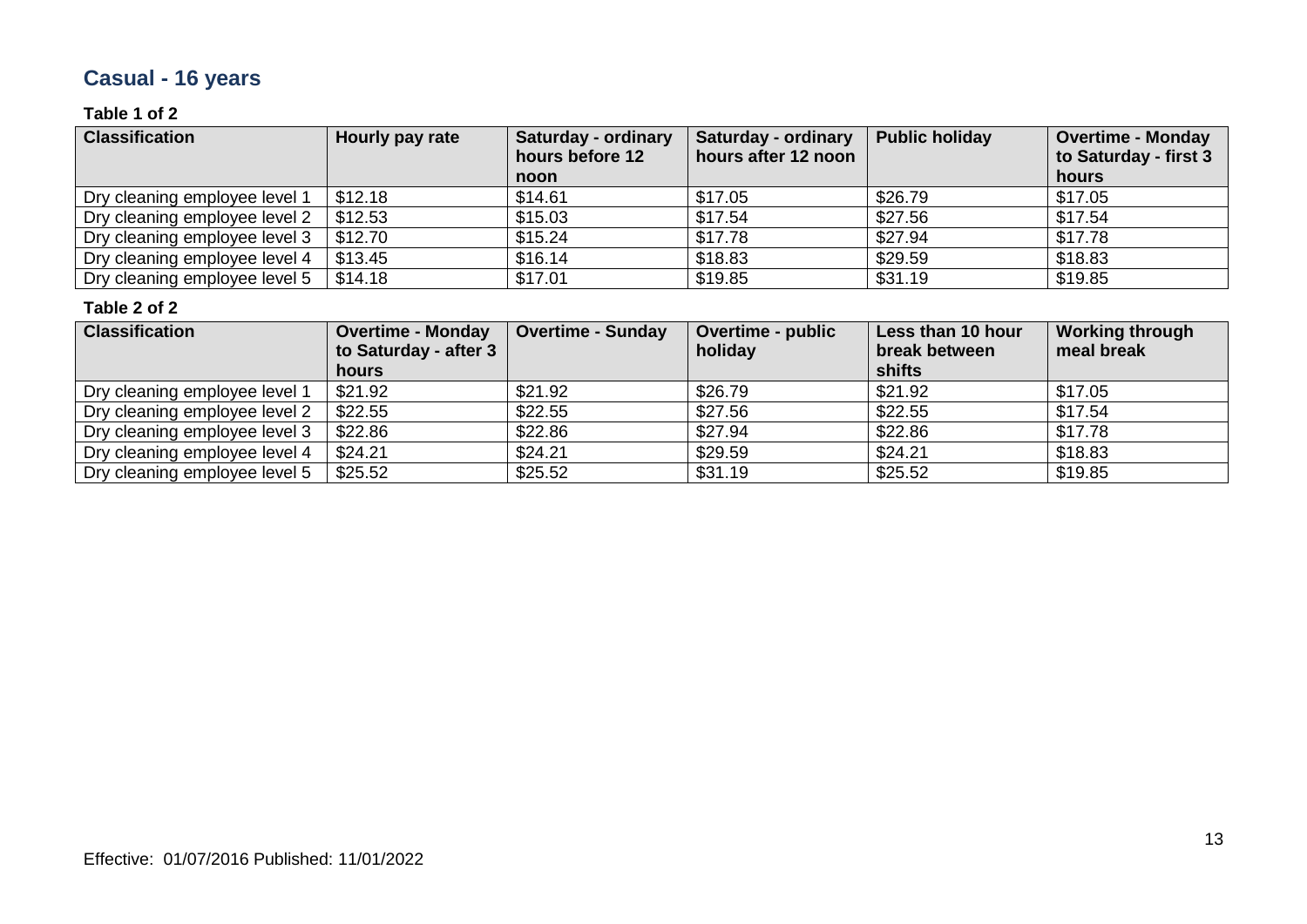## Casual - 16 years

**Table 1 of 2**

| Classification | Hourly pay rate | Saturday - ordinary hours before 12 noon | Saturday - ordinary hours after 12 noon | Public holiday | Overtime - Monday to Saturday - first 3 hours |
|---|---|---|---|---|---|
| Dry cleaning employee level 1 | $12.18 | $14.61 | $17.05 | $26.79 | $17.05 |
| Dry cleaning employee level 2 | $12.53 | $15.03 | $17.54 | $27.56 | $17.54 |
| Dry cleaning employee level 3 | $12.70 | $15.24 | $17.78 | $27.94 | $17.78 |
| Dry cleaning employee level 4 | $13.45 | $16.14 | $18.83 | $29.59 | $18.83 |
| Dry cleaning employee level 5 | $14.18 | $17.01 | $19.85 | $31.19 | $19.85 |

**Table 2 of 2**

| Classification | Overtime - Monday to Saturday - after 3 hours | Overtime - Sunday | Overtime - public holiday | Less than 10 hour break between shifts | Working through meal break |
|---|---|---|---|---|---|
| Dry cleaning employee level 1 | $21.92 | $21.92 | $26.79 | $21.92 | $17.05 |
| Dry cleaning employee level 2 | $22.55 | $22.55 | $27.56 | $22.55 | $17.54 |
| Dry cleaning employee level 3 | $22.86 | $22.86 | $27.94 | $22.86 | $17.78 |
| Dry cleaning employee level 4 | $24.21 | $24.21 | $29.59 | $24.21 | $18.83 |
| Dry cleaning employee level 5 | $25.52 | $25.52 | $31.19 | $25.52 | $19.85 |

Effective: 01/07/2016 Published: 11/01/2022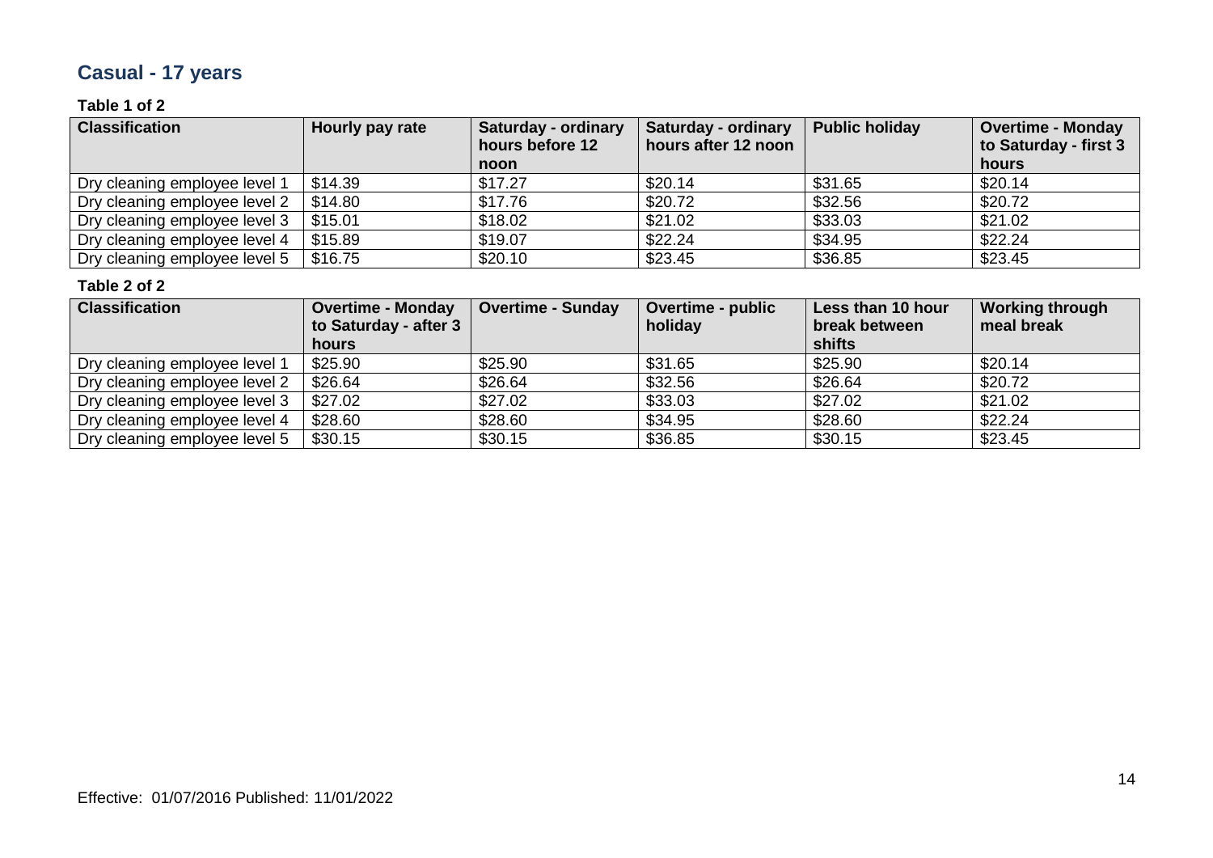## Casual - 17 years

**Table 1 of 2**

| Classification | Hourly pay rate | Saturday - ordinary hours before 12 noon | Saturday - ordinary hours after 12 noon | Public holiday | Overtime - Monday to Saturday - first 3 hours |
|---|---|---|---|---|---|
| Dry cleaning employee level 1 | $14.39 | $17.27 | $20.14 | $31.65 | $20.14 |
| Dry cleaning employee level 2 | $14.80 | $17.76 | $20.72 | $32.56 | $20.72 |
| Dry cleaning employee level 3 | $15.01 | $18.02 | $21.02 | $33.03 | $21.02 |
| Dry cleaning employee level 4 | $15.89 | $19.07 | $22.24 | $34.95 | $22.24 |
| Dry cleaning employee level 5 | $16.75 | $20.10 | $23.45 | $36.85 | $23.45 |

**Table 2 of 2**

| Classification | Overtime - Monday to Saturday - after 3 hours | Overtime - Sunday | Overtime - public holiday | Less than 10 hour break between shifts | Working through meal break |
|---|---|---|---|---|---|
| Dry cleaning employee level 1 | $25.90 | $25.90 | $31.65 | $25.90 | $20.14 |
| Dry cleaning employee level 2 | $26.64 | $26.64 | $32.56 | $26.64 | $20.72 |
| Dry cleaning employee level 3 | $27.02 | $27.02 | $33.03 | $27.02 | $21.02 |
| Dry cleaning employee level 4 | $28.60 | $28.60 | $34.95 | $28.60 | $22.24 |
| Dry cleaning employee level 5 | $30.15 | $30.15 | $36.85 | $30.15 | $23.45 |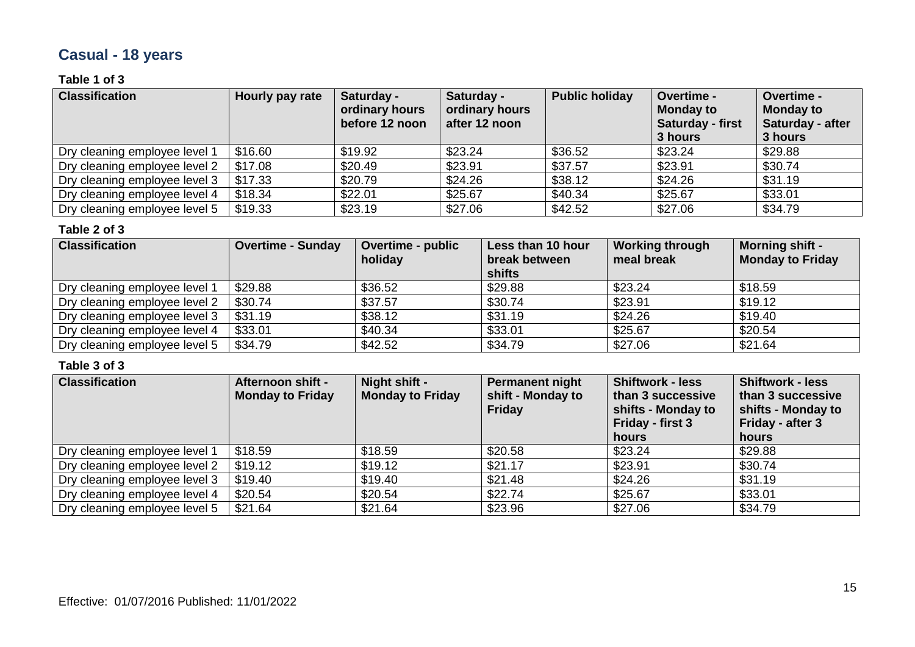## Casual - 18 years

**Table 1 of 3**

| Classification | Hourly pay rate | Saturday - ordinary hours before 12 noon | Saturday - ordinary hours after 12 noon | Public holiday | Overtime - Monday to Saturday - first 3 hours | Overtime - Monday to Saturday - after 3 hours |
|---|---|---|---|---|---|---|
| Dry cleaning employee level 1 | $16.60 | $19.92 | $23.24 | $36.52 | $23.24 | $29.88 |
| Dry cleaning employee level 2 | $17.08 | $20.49 | $23.91 | $37.57 | $23.91 | $30.74 |
| Dry cleaning employee level 3 | $17.33 | $20.79 | $24.26 | $38.12 | $24.26 | $31.19 |
| Dry cleaning employee level 4 | $18.34 | $22.01 | $25.67 | $40.34 | $25.67 | $33.01 |
| Dry cleaning employee level 5 | $19.33 | $23.19 | $27.06 | $42.52 | $27.06 | $34.79 |

**Table 2 of 3**

| Classification | Overtime - Sunday | Overtime - public holiday | Less than 10 hour break between shifts | Working through meal break | Morning shift - Monday to Friday |
|---|---|---|---|---|---|
| Dry cleaning employee level 1 | $29.88 | $36.52 | $29.88 | $23.24 | $18.59 |
| Dry cleaning employee level 2 | $30.74 | $37.57 | $30.74 | $23.91 | $19.12 |
| Dry cleaning employee level 3 | $31.19 | $38.12 | $31.19 | $24.26 | $19.40 |
| Dry cleaning employee level 4 | $33.01 | $40.34 | $33.01 | $25.67 | $20.54 |
| Dry cleaning employee level 5 | $34.79 | $42.52 | $34.79 | $27.06 | $21.64 |

**Table 3 of 3**

| Classification | Afternoon shift - Monday to Friday | Night shift - Monday to Friday | Permanent night shift - Monday to Friday | Shiftwork - less than 3 successive shifts - Monday to Friday - first 3 hours | Shiftwork - less than 3 successive shifts - Monday to Friday - after 3 hours |
|---|---|---|---|---|---|
| Dry cleaning employee level 1 | $18.59 | $18.59 | $20.58 | $23.24 | $29.88 |
| Dry cleaning employee level 2 | $19.12 | $19.12 | $21.17 | $23.91 | $30.74 |
| Dry cleaning employee level 3 | $19.40 | $19.40 | $21.48 | $24.26 | $31.19 |
| Dry cleaning employee level 4 | $20.54 | $20.54 | $22.74 | $25.67 | $33.01 |
| Dry cleaning employee level 5 | $21.64 | $21.64 | $23.96 | $27.06 | $34.79 |

Effective: 01/07/2016 Published: 11/01/2022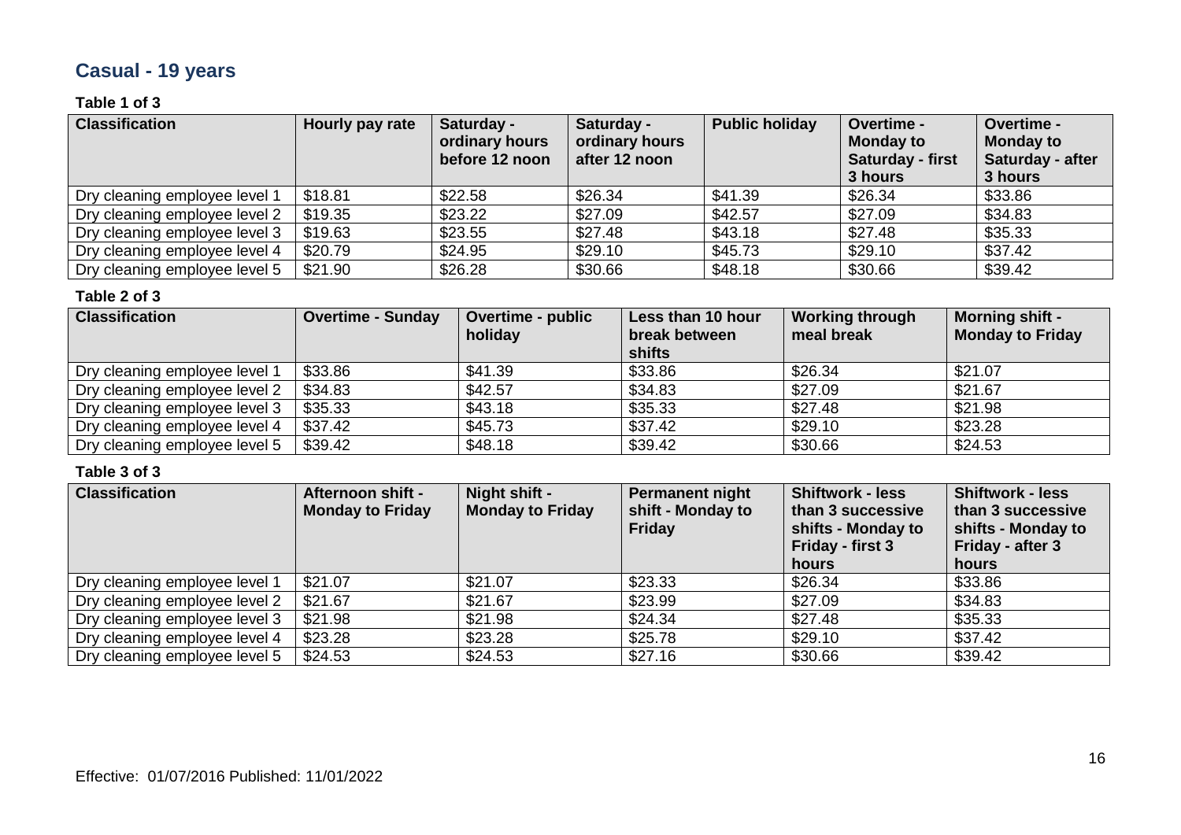## Casual - 19 years

**Table 1 of 3**

| Classification | Hourly pay rate | Saturday - ordinary hours before 12 noon | Saturday - ordinary hours after 12 noon | Public holiday | Overtime - Monday to Saturday - first 3 hours | Overtime - Monday to Saturday - after 3 hours |
|---|---|---|---|---|---|---|
| Dry cleaning employee level 1 | $18.81 | $22.58 | $26.34 | $41.39 | $26.34 | $33.86 |
| Dry cleaning employee level 2 | $19.35 | $23.22 | $27.09 | $42.57 | $27.09 | $34.83 |
| Dry cleaning employee level 3 | $19.63 | $23.55 | $27.48 | $43.18 | $27.48 | $35.33 |
| Dry cleaning employee level 4 | $20.79 | $24.95 | $29.10 | $45.73 | $29.10 | $37.42 |
| Dry cleaning employee level 5 | $21.90 | $26.28 | $30.66 | $48.18 | $30.66 | $39.42 |

**Table 2 of 3**

| Classification | Overtime - Sunday | Overtime - public holiday | Less than 10 hour break between shifts | Working through meal break | Morning shift - Monday to Friday |
|---|---|---|---|---|---|
| Dry cleaning employee level 1 | $33.86 | $41.39 | $33.86 | $26.34 | $21.07 |
| Dry cleaning employee level 2 | $34.83 | $42.57 | $34.83 | $27.09 | $21.67 |
| Dry cleaning employee level 3 | $35.33 | $43.18 | $35.33 | $27.48 | $21.98 |
| Dry cleaning employee level 4 | $37.42 | $45.73 | $37.42 | $29.10 | $23.28 |
| Dry cleaning employee level 5 | $39.42 | $48.18 | $39.42 | $30.66 | $24.53 |

**Table 3 of 3**

| Classification | Afternoon shift - Monday to Friday | Night shift - Monday to Friday | Permanent night shift - Monday to Friday | Shiftwork - less than 3 successive shifts - Monday to Friday - first 3 hours | Shiftwork - less than 3 successive shifts - Monday to Friday - after 3 hours |
|---|---|---|---|---|---|
| Dry cleaning employee level 1 | $21.07 | $21.07 | $23.33 | $26.34 | $33.86 |
| Dry cleaning employee level 2 | $21.67 | $21.67 | $23.99 | $27.09 | $34.83 |
| Dry cleaning employee level 3 | $21.98 | $21.98 | $24.34 | $27.48 | $35.33 |
| Dry cleaning employee level 4 | $23.28 | $23.28 | $25.78 | $29.10 | $37.42 |
| Dry cleaning employee level 5 | $24.53 | $24.53 | $27.16 | $30.66 | $39.42 |

Effective: 01/07/2016 Published: 11/01/2022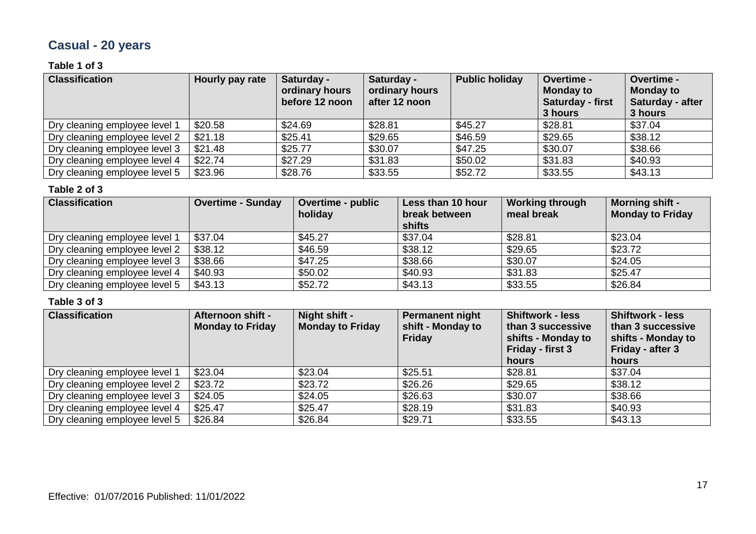## Casual - 20 years

**Table 1 of 3**

| Classification | Hourly pay rate | Saturday - ordinary hours before 12 noon | Saturday - ordinary hours after 12 noon | Public holiday | Overtime - Monday to Saturday - first 3 hours | Overtime - Monday to Saturday - after 3 hours |
|---|---|---|---|---|---|---|
| Dry cleaning employee level 1 | $20.58 | $24.69 | $28.81 | $45.27 | $28.81 | $37.04 |
| Dry cleaning employee level 2 | $21.18 | $25.41 | $29.65 | $46.59 | $29.65 | $38.12 |
| Dry cleaning employee level 3 | $21.48 | $25.77 | $30.07 | $47.25 | $30.07 | $38.66 |
| Dry cleaning employee level 4 | $22.74 | $27.29 | $31.83 | $50.02 | $31.83 | $40.93 |
| Dry cleaning employee level 5 | $23.96 | $28.76 | $33.55 | $52.72 | $33.55 | $43.13 |

**Table 2 of 3**

| Classification | Overtime - Sunday | Overtime - public holiday | Less than 10 hour break between shifts | Working through meal break | Morning shift - Monday to Friday |
|---|---|---|---|---|---|
| Dry cleaning employee level 1 | $37.04 | $45.27 | $37.04 | $28.81 | $23.04 |
| Dry cleaning employee level 2 | $38.12 | $46.59 | $38.12 | $29.65 | $23.72 |
| Dry cleaning employee level 3 | $38.66 | $47.25 | $38.66 | $30.07 | $24.05 |
| Dry cleaning employee level 4 | $40.93 | $50.02 | $40.93 | $31.83 | $25.47 |
| Dry cleaning employee level 5 | $43.13 | $52.72 | $43.13 | $33.55 | $26.84 |

**Table 3 of 3**

| Classification | Afternoon shift - Monday to Friday | Night shift - Monday to Friday | Permanent night shift - Monday to Friday | Shiftwork - less than 3 successive shifts - Monday to Friday - first 3 hours | Shiftwork - less than 3 successive shifts - Monday to Friday - after 3 hours |
|---|---|---|---|---|---|
| Dry cleaning employee level 1 | $23.04 | $23.04 | $25.51 | $28.81 | $37.04 |
| Dry cleaning employee level 2 | $23.72 | $23.72 | $26.26 | $29.65 | $38.12 |
| Dry cleaning employee level 3 | $24.05 | $24.05 | $26.63 | $30.07 | $38.66 |
| Dry cleaning employee level 4 | $25.47 | $25.47 | $28.19 | $31.83 | $40.93 |
| Dry cleaning employee level 5 | $26.84 | $26.84 | $29.71 | $33.55 | $43.13 |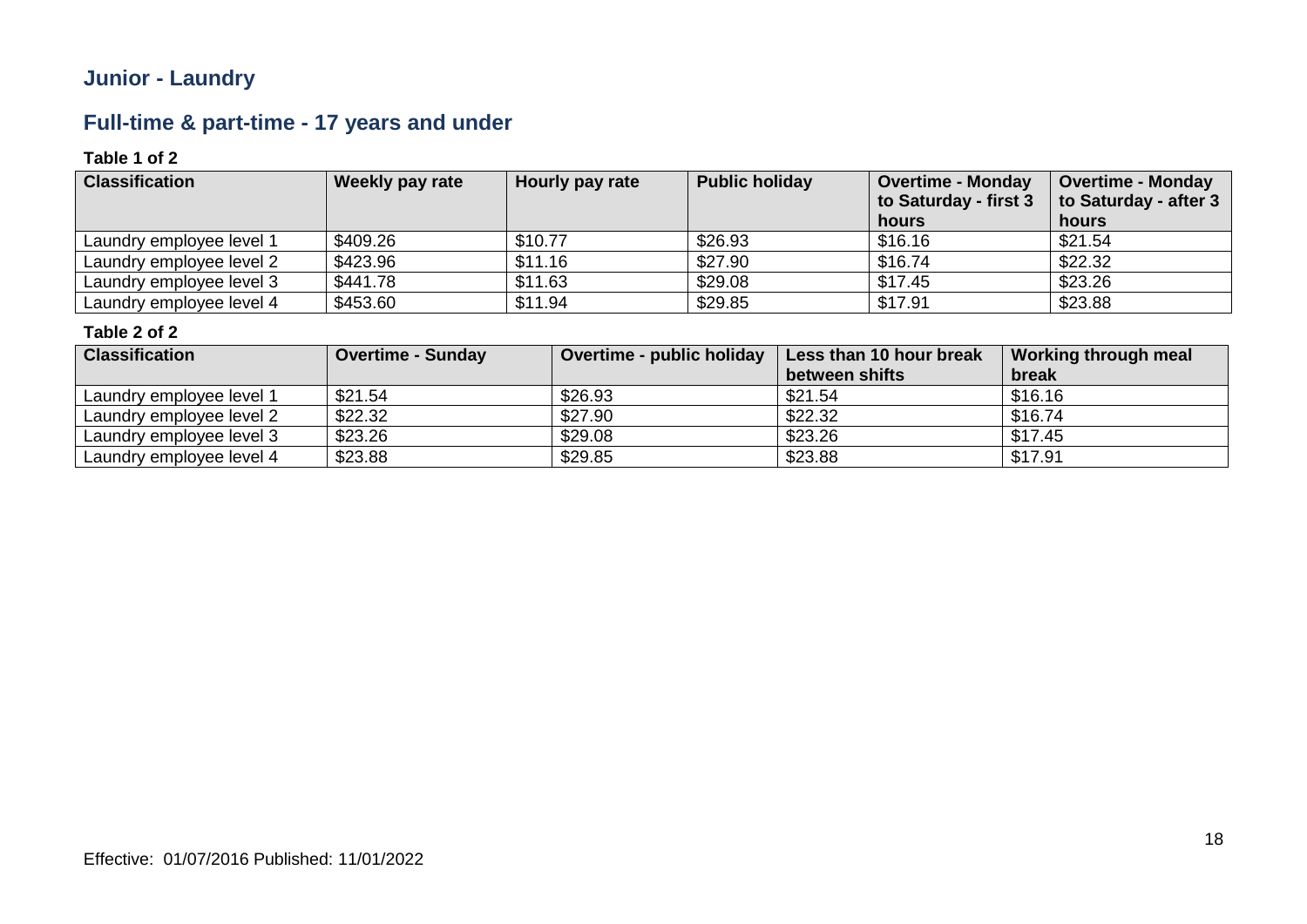## Junior - Laundry

## Full-time & part-time - 17 years and under

**Table 1 of 2**

| Classification | Weekly pay rate | Hourly pay rate | Public holiday | Overtime - Monday to Saturday - first 3 hours | Overtime - Monday to Saturday - after 3 hours |
|---|---|---|---|---|---|
| Laundry employee level 1 | $409.26 | $10.77 | $26.93 | $16.16 | $21.54 |
| Laundry employee level 2 | $423.96 | $11.16 | $27.90 | $16.74 | $22.32 |
| Laundry employee level 3 | $441.78 | $11.63 | $29.08 | $17.45 | $23.26 |
| Laundry employee level 4 | $453.60 | $11.94 | $29.85 | $17.91 | $23.88 |

**Table 2 of 2**

| Classification | Overtime - Sunday | Overtime - public holiday | Less than 10 hour break between shifts | Working through meal break |
|---|---|---|---|---|
| Laundry employee level 1 | $21.54 | $26.93 | $21.54 | $16.16 |
| Laundry employee level 2 | $22.32 | $27.90 | $22.32 | $16.74 |
| Laundry employee level 3 | $23.26 | $29.08 | $23.26 | $17.45 |
| Laundry employee level 4 | $23.88 | $29.85 | $23.88 | $17.91 |

Effective: 01/07/2016 Published: 11/01/2022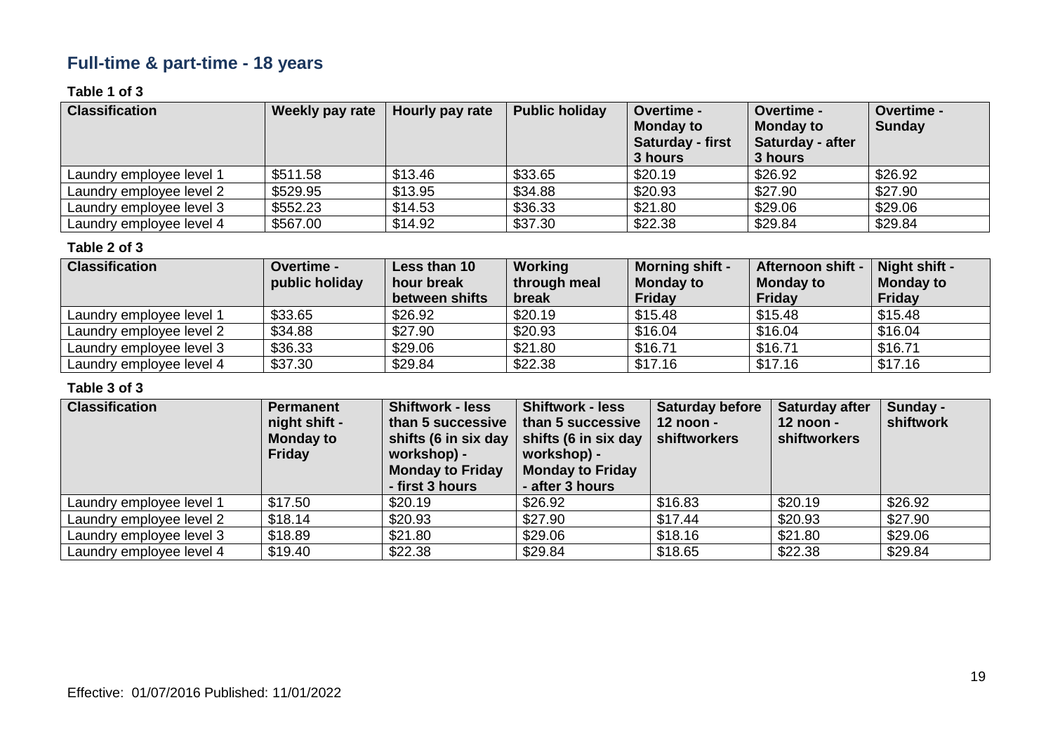## Full-time & part-time - 18 years

**Table 1 of 3**

| Classification | Weekly pay rate | Hourly pay rate | Public holiday | Overtime - Monday to Saturday - first 3 hours | Overtime - Monday to Saturday - after 3 hours | Overtime - Sunday |
|---|---|---|---|---|---|---|
| Laundry employee level 1 | $511.58 | $13.46 | $33.65 | $20.19 | $26.92 | $26.92 |
| Laundry employee level 2 | $529.95 | $13.95 | $34.88 | $20.93 | $27.90 | $27.90 |
| Laundry employee level 3 | $552.23 | $14.53 | $36.33 | $21.80 | $29.06 | $29.06 |
| Laundry employee level 4 | $567.00 | $14.92 | $37.30 | $22.38 | $29.84 | $29.84 |

**Table 2 of 3**

| Classification | Overtime - public holiday | Less than 10 hour break between shifts | Working through meal break | Morning shift - Monday to Friday | Afternoon shift - Monday to Friday | Night shift - Monday to Friday |
|---|---|---|---|---|---|---|
| Laundry employee level 1 | $33.65 | $26.92 | $20.19 | $15.48 | $15.48 | $15.48 |
| Laundry employee level 2 | $34.88 | $27.90 | $20.93 | $16.04 | $16.04 | $16.04 |
| Laundry employee level 3 | $36.33 | $29.06 | $21.80 | $16.71 | $16.71 | $16.71 |
| Laundry employee level 4 | $37.30 | $29.84 | $22.38 | $17.16 | $17.16 | $17.16 |

**Table 3 of 3**

| Classification | Permanent night shift - Monday to Friday | Shiftwork - less than 5 successive shifts (6 in six day workshop) - Monday to Friday - first 3 hours | Shiftwork - less than 5 successive shifts (6 in six day workshop) - Monday to Friday - after 3 hours | Saturday before 12 noon - shiftworkers | Saturday after 12 noon - shiftworkers | Sunday - shiftwork |
|---|---|---|---|---|---|---|
| Laundry employee level 1 | $17.50 | $20.19 | $26.92 | $16.83 | $20.19 | $26.92 |
| Laundry employee level 2 | $18.14 | $20.93 | $27.90 | $17.44 | $20.93 | $27.90 |
| Laundry employee level 3 | $18.89 | $21.80 | $29.06 | $18.16 | $21.80 | $29.06 |
| Laundry employee level 4 | $19.40 | $22.38 | $29.84 | $18.65 | $22.38 | $29.84 |

Effective: 01/07/2016 Published: 11/01/2022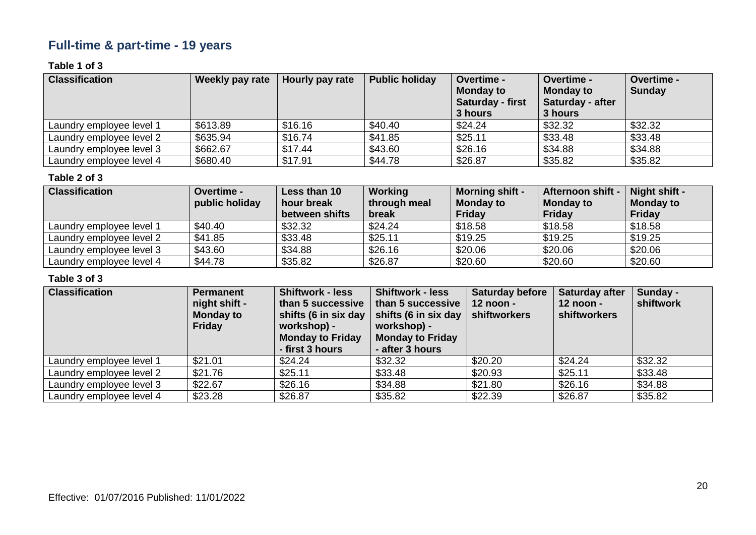## Full-time & part-time - 19 years

**Table 1 of 3**

| Classification | Weekly pay rate | Hourly pay rate | Public holiday | Overtime - Monday to Saturday - first 3 hours | Overtime - Monday to Saturday - after 3 hours | Overtime - Sunday |
|---|---|---|---|---|---|---|
| Laundry employee level 1 | $613.89 | $16.16 | $40.40 | $24.24 | $32.32 | $32.32 |
| Laundry employee level 2 | $635.94 | $16.74 | $41.85 | $25.11 | $33.48 | $33.48 |
| Laundry employee level 3 | $662.67 | $17.44 | $43.60 | $26.16 | $34.88 | $34.88 |
| Laundry employee level 4 | $680.40 | $17.91 | $44.78 | $26.87 | $35.82 | $35.82 |

**Table 2 of 3**

| Classification | Overtime - public holiday | Less than 10 hour break between shifts | Working through meal break | Morning shift - Monday to Friday | Afternoon shift - Monday to Friday | Night shift - Monday to Friday |
|---|---|---|---|---|---|---|
| Laundry employee level 1 | $40.40 | $32.32 | $24.24 | $18.58 | $18.58 | $18.58 |
| Laundry employee level 2 | $41.85 | $33.48 | $25.11 | $19.25 | $19.25 | $19.25 |
| Laundry employee level 3 | $43.60 | $34.88 | $26.16 | $20.06 | $20.06 | $20.06 |
| Laundry employee level 4 | $44.78 | $35.82 | $26.87 | $20.60 | $20.60 | $20.60 |

**Table 3 of 3**

| Classification | Permanent night shift - Monday to Friday | Shiftwork - less than 5 successive shifts (6 in six day workshop) - Monday to Friday - first 3 hours | Shiftwork - less than 5 successive shifts (6 in six day workshop) - Monday to Friday - after 3 hours | Saturday before 12 noon - shiftworkers | Saturday after 12 noon - shiftworkers | Sunday - shiftwork |
|---|---|---|---|---|---|---|
| Laundry employee level 1 | $21.01 | $24.24 | $32.32 | $20.20 | $24.24 | $32.32 |
| Laundry employee level 2 | $21.76 | $25.11 | $33.48 | $20.93 | $25.11 | $33.48 |
| Laundry employee level 3 | $22.67 | $26.16 | $34.88 | $21.80 | $26.16 | $34.88 |
| Laundry employee level 4 | $23.28 | $26.87 | $35.82 | $22.39 | $26.87 | $35.82 |

Effective: 01/07/2016 Published: 11/01/2022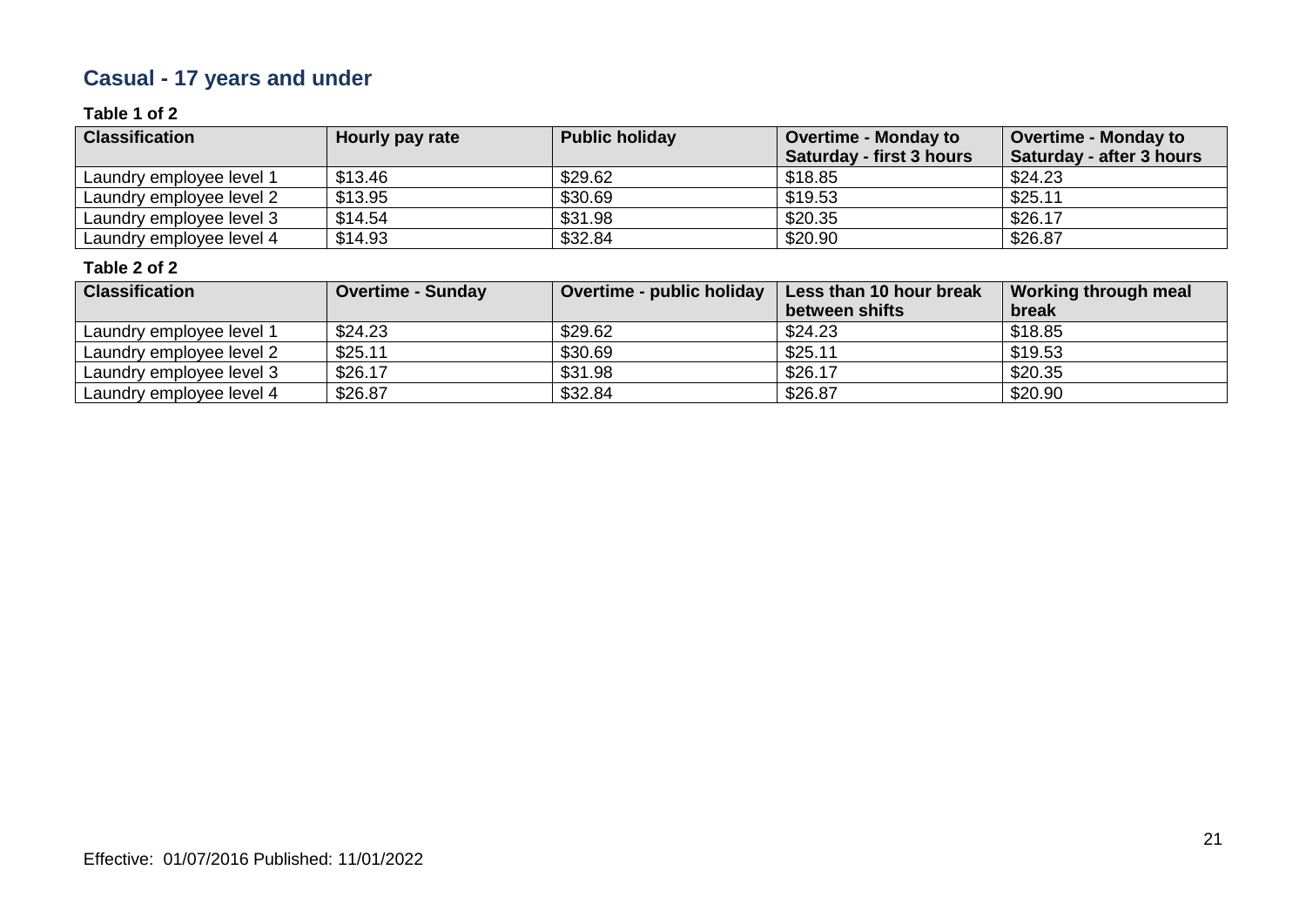## Casual - 17 years and under

**Table 1 of 2**

| Classification | Hourly pay rate | Public holiday | Overtime - Monday to Saturday - first 3 hours | Overtime - Monday to Saturday - after 3 hours |
|---|---|---|---|---|
| Laundry employee level 1 | $13.46 | $29.62 | $18.85 | $24.23 |
| Laundry employee level 2 | $13.95 | $30.69 | $19.53 | $25.11 |
| Laundry employee level 3 | $14.54 | $31.98 | $20.35 | $26.17 |
| Laundry employee level 4 | $14.93 | $32.84 | $20.90 | $26.87 |

**Table 2 of 2**

| Classification | Overtime - Sunday | Overtime - public holiday | Less than 10 hour break between shifts | Working through meal break |
|---|---|---|---|---|
| Laundry employee level 1 | $24.23 | $29.62 | $24.23 | $18.85 |
| Laundry employee level 2 | $25.11 | $30.69 | $25.11 | $19.53 |
| Laundry employee level 3 | $26.17 | $31.98 | $26.17 | $20.35 |
| Laundry employee level 4 | $26.87 | $32.84 | $26.87 | $20.90 |

Effective: 01/07/2016 Published: 11/01/2022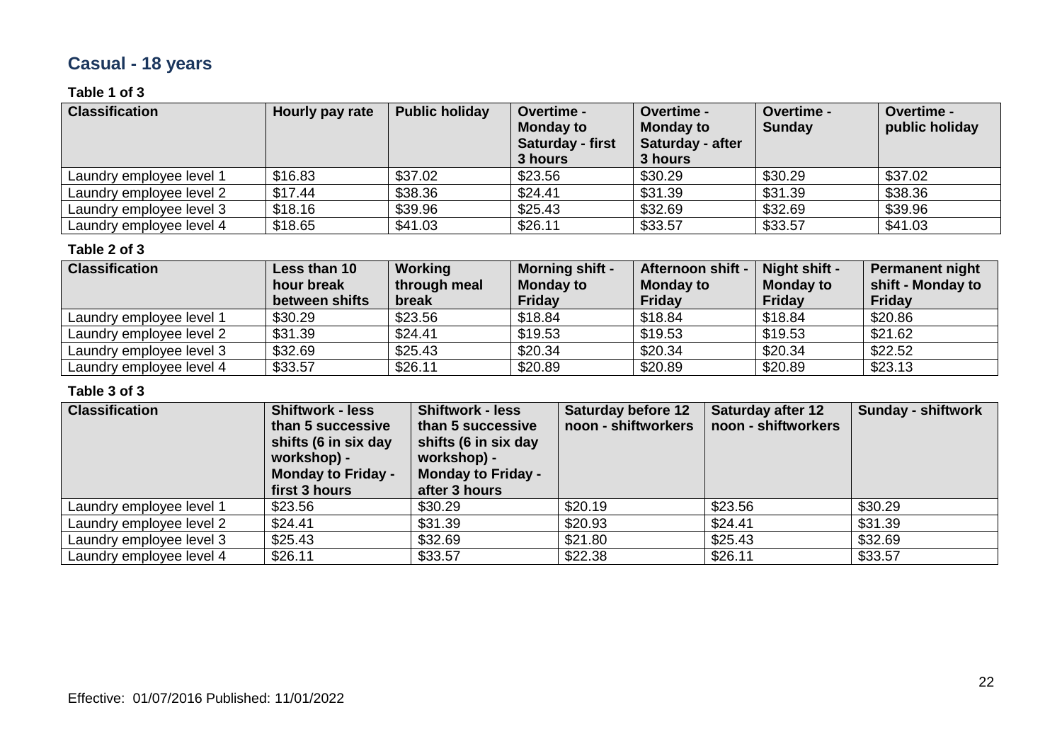## Casual - 18 years

**Table 1 of 3**

| Classification | Hourly pay rate | Public holiday | Overtime - Monday to Saturday - first 3 hours | Overtime - Monday to Saturday - after 3 hours | Overtime - Sunday | Overtime - public holiday |
|---|---|---|---|---|---|---|
| Laundry employee level 1 | $16.83 | $37.02 | $23.56 | $30.29 | $30.29 | $37.02 |
| Laundry employee level 2 | $17.44 | $38.36 | $24.41 | $31.39 | $31.39 | $38.36 |
| Laundry employee level 3 | $18.16 | $39.96 | $25.43 | $32.69 | $32.69 | $39.96 |
| Laundry employee level 4 | $18.65 | $41.03 | $26.11 | $33.57 | $33.57 | $41.03 |

**Table 2 of 3**

| Classification | Less than 10 hour break between shifts | Working through meal break | Morning shift - Monday to Friday | Afternoon shift - Monday to Friday | Night shift - Monday to Friday | Permanent night shift - Monday to Friday |
|---|---|---|---|---|---|---|
| Laundry employee level 1 | $30.29 | $23.56 | $18.84 | $18.84 | $18.84 | $20.86 |
| Laundry employee level 2 | $31.39 | $24.41 | $19.53 | $19.53 | $19.53 | $21.62 |
| Laundry employee level 3 | $32.69 | $25.43 | $20.34 | $20.34 | $20.34 | $22.52 |
| Laundry employee level 4 | $33.57 | $26.11 | $20.89 | $20.89 | $20.89 | $23.13 |

**Table 3 of 3**

| Classification | Shiftwork - less than 5 successive shifts (6 in six day workshop) - Monday to Friday - first 3 hours | Shiftwork - less than 5 successive shifts (6 in six day workshop) - Monday to Friday - after 3 hours | Saturday before 12 noon - shiftworkers | Saturday after 12 noon - shiftworkers | Sunday - shiftwork |
|---|---|---|---|---|---|
| Laundry employee level 1 | $23.56 | $30.29 | $20.19 | $23.56 | $30.29 |
| Laundry employee level 2 | $24.41 | $31.39 | $20.93 | $24.41 | $31.39 |
| Laundry employee level 3 | $25.43 | $32.69 | $21.80 | $25.43 | $32.69 |
| Laundry employee level 4 | $26.11 | $33.57 | $22.38 | $26.11 | $33.57 |

Effective: 01/07/2016 Published: 11/01/2022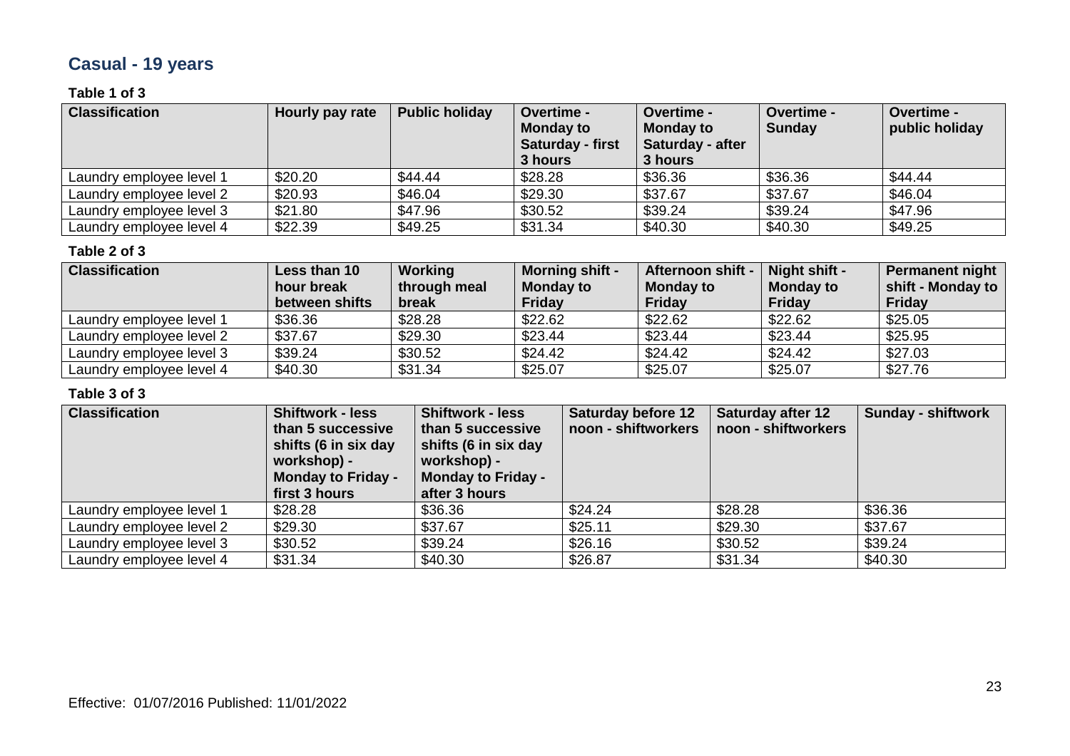## Casual - 19 years

**Table 1 of 3**

| Classification | Hourly pay rate | Public holiday | Overtime - Monday to Saturday - first 3 hours | Overtime - Monday to Saturday - after 3 hours | Overtime - Sunday | Overtime - public holiday |
|---|---|---|---|---|---|---|
| Laundry employee level 1 | $20.20 | $44.44 | $28.28 | $36.36 | $36.36 | $44.44 |
| Laundry employee level 2 | $20.93 | $46.04 | $29.30 | $37.67 | $37.67 | $46.04 |
| Laundry employee level 3 | $21.80 | $47.96 | $30.52 | $39.24 | $39.24 | $47.96 |
| Laundry employee level 4 | $22.39 | $49.25 | $31.34 | $40.30 | $40.30 | $49.25 |

**Table 2 of 3**

| Classification | Less than 10 hour break between shifts | Working through meal break | Morning shift - Monday to Friday | Afternoon shift - Monday to Friday | Night shift - Monday to Friday | Permanent night shift - Monday to Friday |
|---|---|---|---|---|---|---|
| Laundry employee level 1 | $36.36 | $28.28 | $22.62 | $22.62 | $22.62 | $25.05 |
| Laundry employee level 2 | $37.67 | $29.30 | $23.44 | $23.44 | $23.44 | $25.95 |
| Laundry employee level 3 | $39.24 | $30.52 | $24.42 | $24.42 | $24.42 | $27.03 |
| Laundry employee level 4 | $40.30 | $31.34 | $25.07 | $25.07 | $25.07 | $27.76 |

**Table 3 of 3**

| Classification | Shiftwork - less than 5 successive shifts (6 in six day workshop) - Monday to Friday - first 3 hours | Shiftwork - less than 5 successive shifts (6 in six day workshop) - Monday to Friday - after 3 hours | Saturday before 12 noon - shiftworkers | Saturday after 12 noon - shiftworkers | Sunday - shiftwork |
|---|---|---|---|---|---|
| Laundry employee level 1 | $28.28 | $36.36 | $24.24 | $28.28 | $36.36 |
| Laundry employee level 2 | $29.30 | $37.67 | $25.11 | $29.30 | $37.67 |
| Laundry employee level 3 | $30.52 | $39.24 | $26.16 | $30.52 | $39.24 |
| Laundry employee level 4 | $31.34 | $40.30 | $26.87 | $31.34 | $40.30 |

Effective: 01/07/2016 Published: 11/01/2022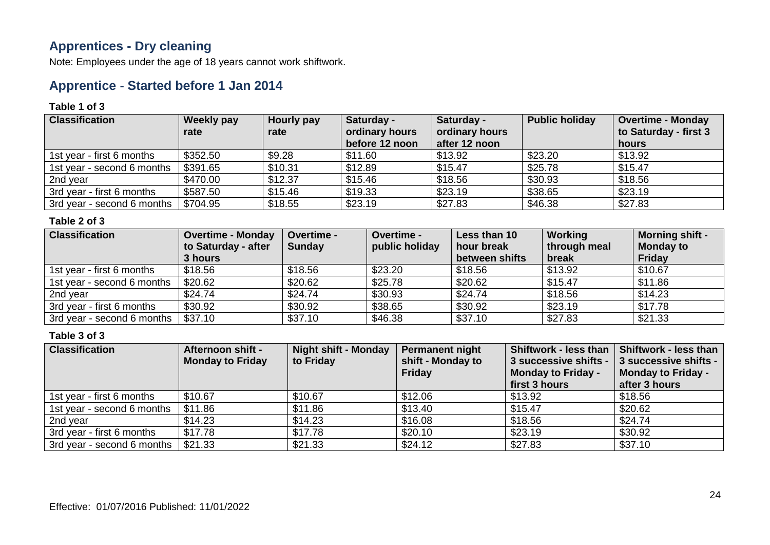## Apprentices - Dry cleaning

Note: Employees under the age of 18 years cannot work shiftwork.

## Apprentice - Started before 1 Jan 2014

**Table 1 of 3**

| Classification | Weekly pay rate | Hourly pay rate | Saturday - ordinary hours before 12 noon | Saturday - ordinary hours after 12 noon | Public holiday | Overtime - Monday to Saturday - first 3 hours |
|---|---|---|---|---|---|---|
| 1st year - first 6 months | $352.50 | $9.28 | $11.60 | $13.92 | $23.20 | $13.92 |
| 1st year - second 6 months | $391.65 | $10.31 | $12.89 | $15.47 | $25.78 | $15.47 |
| 2nd year | $470.00 | $12.37 | $15.46 | $18.56 | $30.93 | $18.56 |
| 3rd year - first 6 months | $587.50 | $15.46 | $19.33 | $23.19 | $38.65 | $23.19 |
| 3rd year - second 6 months | $704.95 | $18.55 | $23.19 | $27.83 | $46.38 | $27.83 |

**Table 2 of 3**

| Classification | Overtime - Monday to Saturday - after 3 hours | Overtime - Sunday | Overtime - public holiday | Less than 10 hour break between shifts | Working through meal break | Morning shift - Monday to Friday |
|---|---|---|---|---|---|---|
| 1st year - first 6 months | $18.56 | $18.56 | $23.20 | $18.56 | $13.92 | $10.67 |
| 1st year - second 6 months | $20.62 | $20.62 | $25.78 | $20.62 | $15.47 | $11.86 |
| 2nd year | $24.74 | $24.74 | $30.93 | $24.74 | $18.56 | $14.23 |
| 3rd year - first 6 months | $30.92 | $30.92 | $38.65 | $30.92 | $23.19 | $17.78 |
| 3rd year - second 6 months | $37.10 | $37.10 | $46.38 | $37.10 | $27.83 | $21.33 |

**Table 3 of 3**

| Classification | Afternoon shift - Monday to Friday | Night shift - Monday to Friday | Permanent night shift - Monday to Friday | Shiftwork - less than 3 successive shifts - Monday to Friday - first 3 hours | Shiftwork - less than 3 successive shifts - Monday to Friday - after 3 hours |
|---|---|---|---|---|---|
| 1st year - first 6 months | $10.67 | $10.67 | $12.06 | $13.92 | $18.56 |
| 1st year - second 6 months | $11.86 | $11.86 | $13.40 | $15.47 | $20.62 |
| 2nd year | $14.23 | $14.23 | $16.08 | $18.56 | $24.74 |
| 3rd year - first 6 months | $17.78 | $17.78 | $20.10 | $23.19 | $30.92 |
| 3rd year - second 6 months | $21.33 | $21.33 | $24.12 | $27.83 | $37.10 |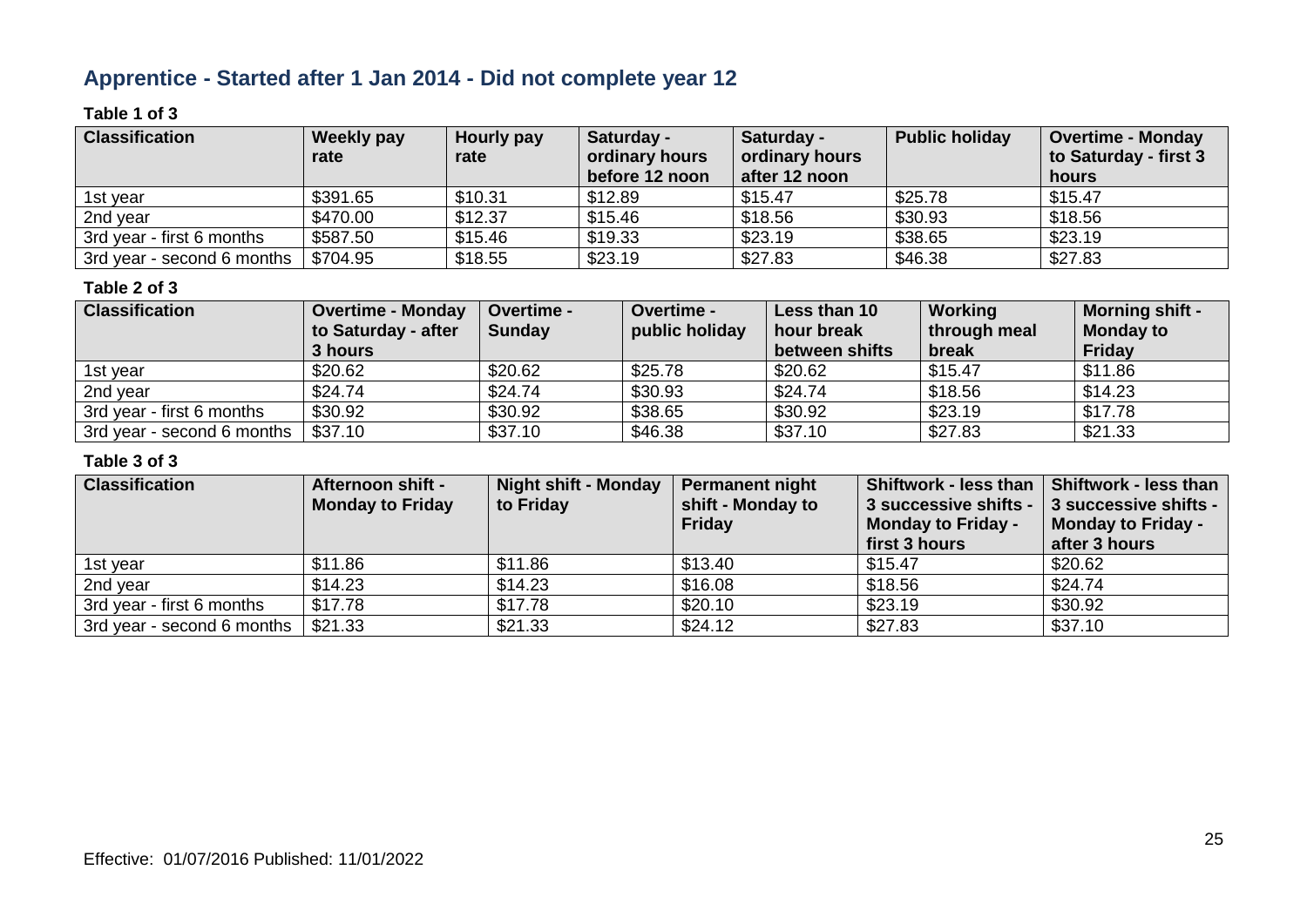## Apprentice - Started after 1 Jan 2014 - Did not complete year 12

**Table 1 of 3**

| Classification | Weekly pay rate | Hourly pay rate | Saturday - ordinary hours before 12 noon | Saturday - ordinary hours after 12 noon | Public holiday | Overtime - Monday to Saturday - first 3 hours |
|---|---|---|---|---|---|---|
| 1st year | $391.65 | $10.31 | $12.89 | $15.47 | $25.78 | $15.47 |
| 2nd year | $470.00 | $12.37 | $15.46 | $18.56 | $30.93 | $18.56 |
| 3rd year - first 6 months | $587.50 | $15.46 | $19.33 | $23.19 | $38.65 | $23.19 |
| 3rd year - second 6 months | $704.95 | $18.55 | $23.19 | $27.83 | $46.38 | $27.83 |

**Table 2 of 3**

| Classification | Overtime - Monday to Saturday - after 3 hours | Overtime - Sunday | Overtime - public holiday | Less than 10 hour break between shifts | Working through meal break | Morning shift - Monday to Friday |
|---|---|---|---|---|---|---|
| 1st year | $20.62 | $20.62 | $25.78 | $20.62 | $15.47 | $11.86 |
| 2nd year | $24.74 | $24.74 | $30.93 | $24.74 | $18.56 | $14.23 |
| 3rd year - first 6 months | $30.92 | $30.92 | $38.65 | $30.92 | $23.19 | $17.78 |
| 3rd year - second 6 months | $37.10 | $37.10 | $46.38 | $37.10 | $27.83 | $21.33 |

**Table 3 of 3**

| Classification | Afternoon shift - Monday to Friday | Night shift - Monday to Friday | Permanent night shift - Monday to Friday | Shiftwork - less than 3 successive shifts - Monday to Friday - first 3 hours | Shiftwork - less than 3 successive shifts - Monday to Friday - after 3 hours |
|---|---|---|---|---|---|
| 1st year | $11.86 | $11.86 | $13.40 | $15.47 | $20.62 |
| 2nd year | $14.23 | $14.23 | $16.08 | $18.56 | $24.74 |
| 3rd year - first 6 months | $17.78 | $17.78 | $20.10 | $23.19 | $30.92 |
| 3rd year - second 6 months | $21.33 | $21.33 | $24.12 | $27.83 | $37.10 |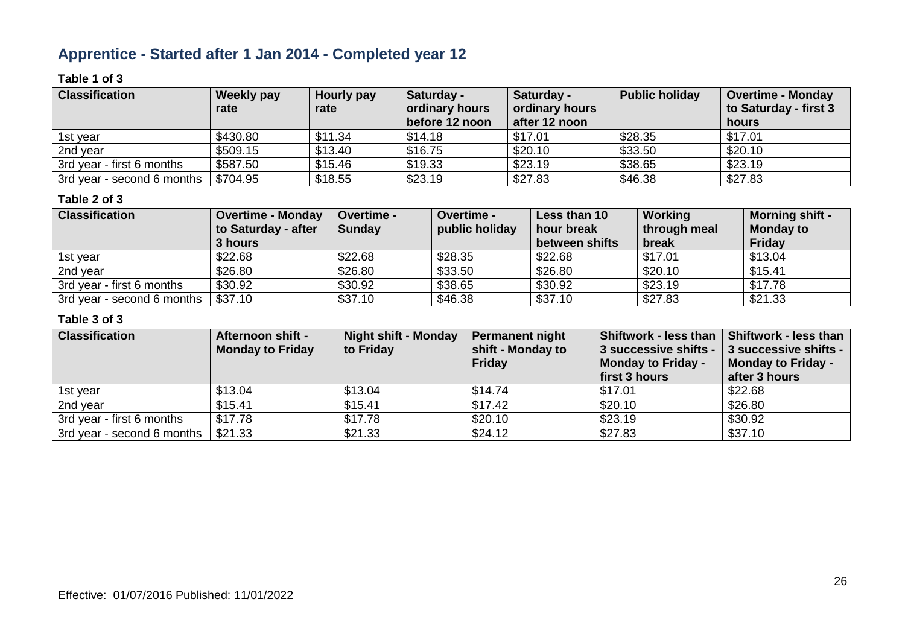## Apprentice - Started after 1 Jan 2014 - Completed year 12

**Table 1 of 3**

| Classification | Weekly pay rate | Hourly pay rate | Saturday - ordinary hours before 12 noon | Saturday - ordinary hours after 12 noon | Public holiday | Overtime - Monday to Saturday - first 3 hours |
|---|---|---|---|---|---|---|
| 1st year | $430.80 | $11.34 | $14.18 | $17.01 | $28.35 | $17.01 |
| 2nd year | $509.15 | $13.40 | $16.75 | $20.10 | $33.50 | $20.10 |
| 3rd year - first 6 months | $587.50 | $15.46 | $19.33 | $23.19 | $38.65 | $23.19 |
| 3rd year - second 6 months | $704.95 | $18.55 | $23.19 | $27.83 | $46.38 | $27.83 |

**Table 2 of 3**

| Classification | Overtime - Monday to Saturday - after 3 hours | Overtime - Sunday | Overtime - public holiday | Less than 10 hour break between shifts | Working through meal break | Morning shift - Monday to Friday |
|---|---|---|---|---|---|---|
| 1st year | $22.68 | $22.68 | $28.35 | $22.68 | $17.01 | $13.04 |
| 2nd year | $26.80 | $26.80 | $33.50 | $26.80 | $20.10 | $15.41 |
| 3rd year - first 6 months | $30.92 | $30.92 | $38.65 | $30.92 | $23.19 | $17.78 |
| 3rd year - second 6 months | $37.10 | $37.10 | $46.38 | $37.10 | $27.83 | $21.33 |

**Table 3 of 3**

| Classification | Afternoon shift - Monday to Friday | Night shift - Monday to Friday | Permanent night shift - Monday to Friday | Shiftwork - less than 3 successive shifts - Monday to Friday - first 3 hours | Shiftwork - less than 3 successive shifts - Monday to Friday - after 3 hours |
|---|---|---|---|---|---|
| 1st year | $13.04 | $13.04 | $14.74 | $17.01 | $22.68 |
| 2nd year | $15.41 | $15.41 | $17.42 | $20.10 | $26.80 |
| 3rd year - first 6 months | $17.78 | $17.78 | $20.10 | $23.19 | $30.92 |
| 3rd year - second 6 months | $21.33 | $21.33 | $24.12 | $27.83 | $37.10 |

Effective: 01/07/2016 Published: 11/01/2022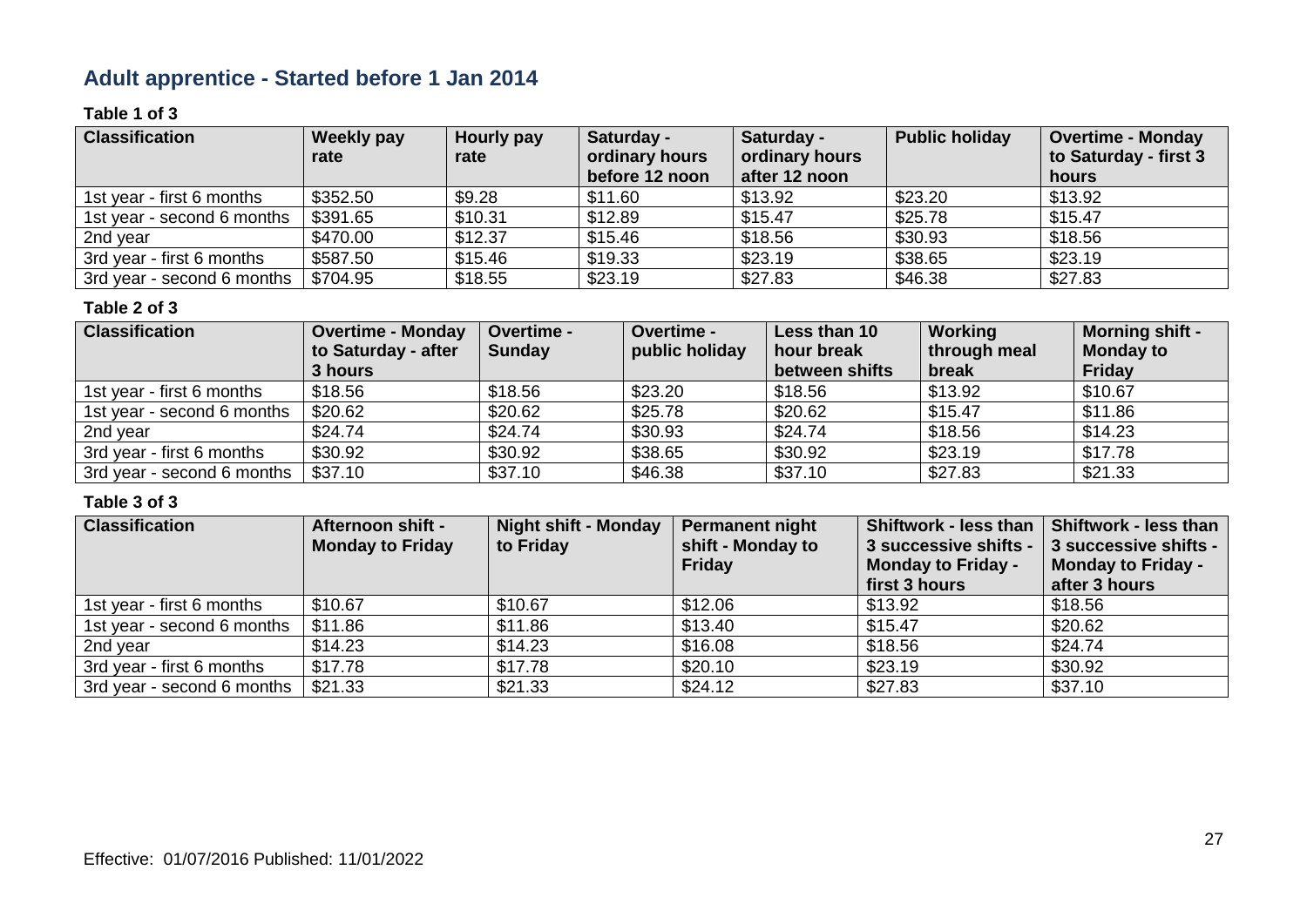## Adult apprentice - Started before 1 Jan 2014

**Table 1 of 3**

| Classification | Weekly pay rate | Hourly pay rate | Saturday - ordinary hours before 12 noon | Saturday - ordinary hours after 12 noon | Public holiday | Overtime - Monday to Saturday - first 3 hours |
|---|---|---|---|---|---|---|
| 1st year - first 6 months | $352.50 | $9.28 | $11.60 | $13.92 | $23.20 | $13.92 |
| 1st year - second 6 months | $391.65 | $10.31 | $12.89 | $15.47 | $25.78 | $15.47 |
| 2nd year | $470.00 | $12.37 | $15.46 | $18.56 | $30.93 | $18.56 |
| 3rd year - first 6 months | $587.50 | $15.46 | $19.33 | $23.19 | $38.65 | $23.19 |
| 3rd year - second 6 months | $704.95 | $18.55 | $23.19 | $27.83 | $46.38 | $27.83 |

**Table 2 of 3**

| Classification | Overtime - Monday to Saturday - after 3 hours | Overtime - Sunday | Overtime - public holiday | Less than 10 hour break between shifts | Working through meal break | Morning shift - Monday to Friday |
|---|---|---|---|---|---|---|
| 1st year - first 6 months | $18.56 | $18.56 | $23.20 | $18.56 | $13.92 | $10.67 |
| 1st year - second 6 months | $20.62 | $20.62 | $25.78 | $20.62 | $15.47 | $11.86 |
| 2nd year | $24.74 | $24.74 | $30.93 | $24.74 | $18.56 | $14.23 |
| 3rd year - first 6 months | $30.92 | $30.92 | $38.65 | $30.92 | $23.19 | $17.78 |
| 3rd year - second 6 months | $37.10 | $37.10 | $46.38 | $37.10 | $27.83 | $21.33 |

**Table 3 of 3**

| Classification | Afternoon shift - Monday to Friday | Night shift - Monday to Friday | Permanent night shift - Monday to Friday | Shiftwork - less than 3 successive shifts - Monday to Friday - first 3 hours | Shiftwork - less than 3 successive shifts - Monday to Friday - after 3 hours |
|---|---|---|---|---|---|
| 1st year - first 6 months | $10.67 | $10.67 | $12.06 | $13.92 | $18.56 |
| 1st year - second 6 months | $11.86 | $11.86 | $13.40 | $15.47 | $20.62 |
| 2nd year | $14.23 | $14.23 | $16.08 | $18.56 | $24.74 |
| 3rd year - first 6 months | $17.78 | $17.78 | $20.10 | $23.19 | $30.92 |
| 3rd year - second 6 months | $21.33 | $21.33 | $24.12 | $27.83 | $37.10 |

Effective: 01/07/2016 Published: 11/01/2022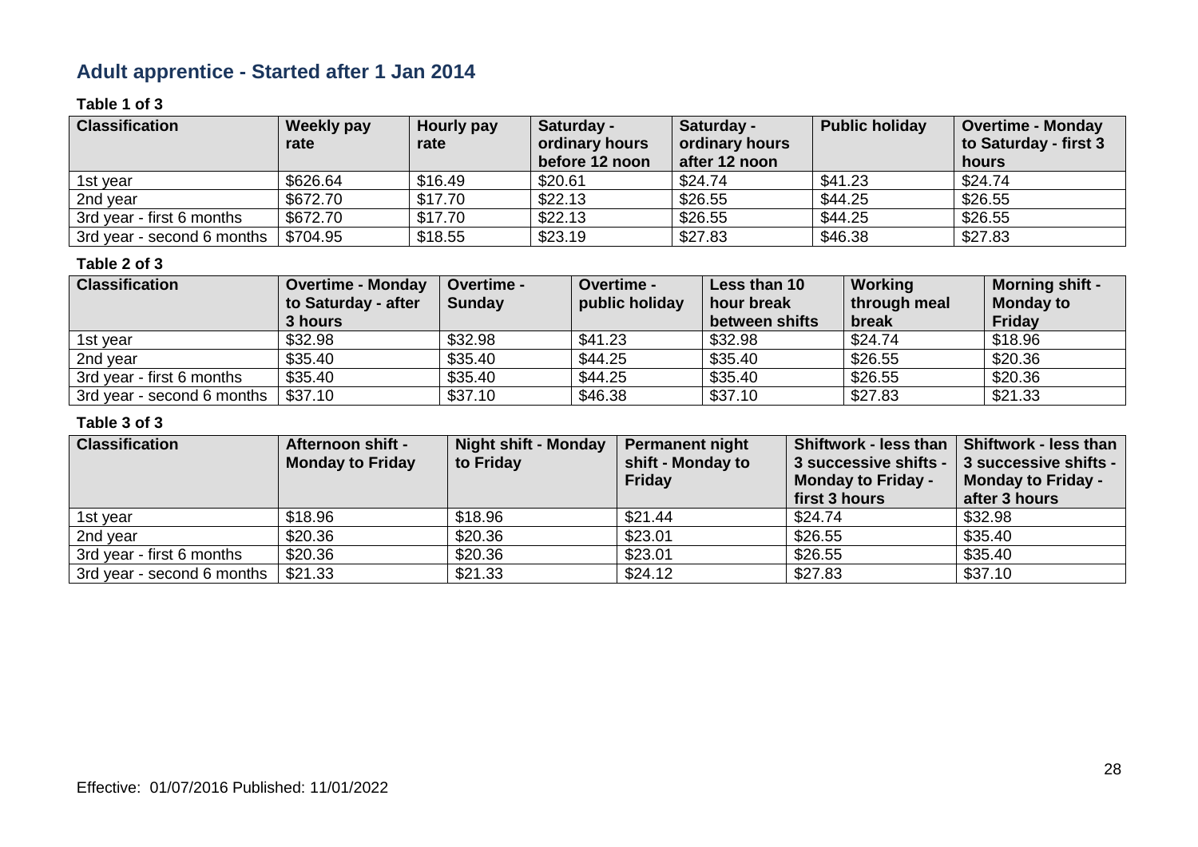## Adult apprentice - Started after 1 Jan 2014

**Table 1 of 3**

| Classification | Weekly pay rate | Hourly pay rate | Saturday - ordinary hours before 12 noon | Saturday - ordinary hours after 12 noon | Public holiday | Overtime - Monday to Saturday - first 3 hours |
|---|---|---|---|---|---|---|
| 1st year | $626.64 | $16.49 | $20.61 | $24.74 | $41.23 | $24.74 |
| 2nd year | $672.70 | $17.70 | $22.13 | $26.55 | $44.25 | $26.55 |
| 3rd year - first 6 months | $672.70 | $17.70 | $22.13 | $26.55 | $44.25 | $26.55 |
| 3rd year - second 6 months | $704.95 | $18.55 | $23.19 | $27.83 | $46.38 | $27.83 |

**Table 2 of 3**

| Classification | Overtime - Monday to Saturday - after 3 hours | Overtime - Sunday | Overtime - public holiday | Less than 10 hour break between shifts | Working through meal break | Morning shift - Monday to Friday |
|---|---|---|---|---|---|---|
| 1st year | $32.98 | $32.98 | $41.23 | $32.98 | $24.74 | $18.96 |
| 2nd year | $35.40 | $35.40 | $44.25 | $35.40 | $26.55 | $20.36 |
| 3rd year - first 6 months | $35.40 | $35.40 | $44.25 | $35.40 | $26.55 | $20.36 |
| 3rd year - second 6 months | $37.10 | $37.10 | $46.38 | $37.10 | $27.83 | $21.33 |

**Table 3 of 3**

| Classification | Afternoon shift - Monday to Friday | Night shift - Monday to Friday | Permanent night shift - Monday to Friday | Shiftwork - less than 3 successive shifts - Monday to Friday - first 3 hours | Shiftwork - less than 3 successive shifts - Monday to Friday - after 3 hours |
|---|---|---|---|---|---|
| 1st year | $18.96 | $18.96 | $21.44 | $24.74 | $32.98 |
| 2nd year | $20.36 | $20.36 | $23.01 | $26.55 | $35.40 |
| 3rd year - first 6 months | $20.36 | $20.36 | $23.01 | $26.55 | $35.40 |
| 3rd year - second 6 months | $21.33 | $21.33 | $24.12 | $27.83 | $37.10 |

Effective: 01/07/2016 Published: 11/01/2022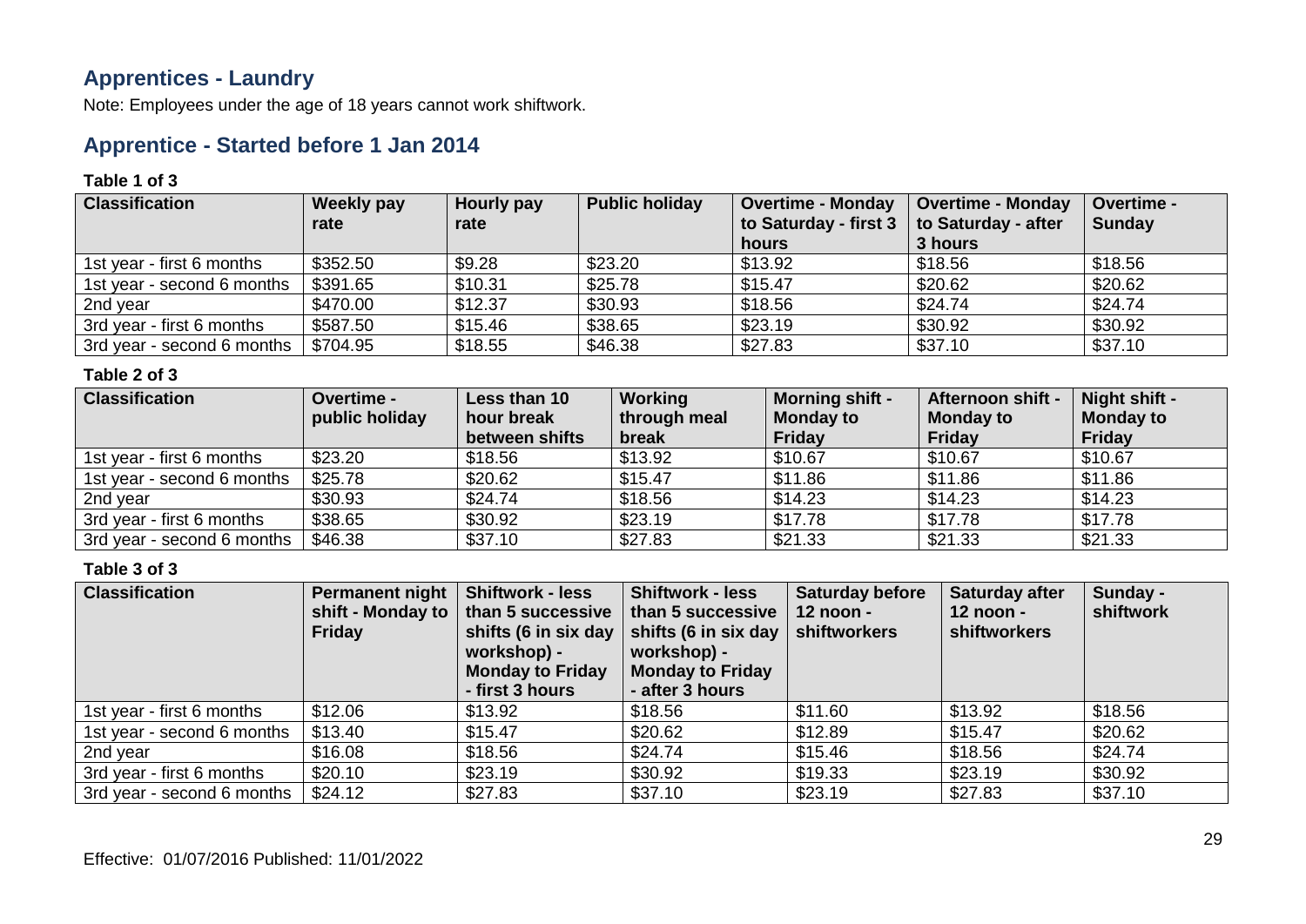## Apprentices - Laundry

Note: Employees under the age of 18 years cannot work shiftwork.

## Apprentice - Started before 1 Jan 2014

**Table 1 of 3**

| Classification | Weekly pay rate | Hourly pay rate | Public holiday | Overtime - Monday to Saturday - first 3 hours | Overtime - Monday to Saturday - after 3 hours | Overtime - Sunday |
|---|---|---|---|---|---|---|
| 1st year - first 6 months | $352.50 | $9.28 | $23.20 | $13.92 | $18.56 | $18.56 |
| 1st year - second 6 months | $391.65 | $10.31 | $25.78 | $15.47 | $20.62 | $20.62 |
| 2nd year | $470.00 | $12.37 | $30.93 | $18.56 | $24.74 | $24.74 |
| 3rd year - first 6 months | $587.50 | $15.46 | $38.65 | $23.19 | $30.92 | $30.92 |
| 3rd year - second 6 months | $704.95 | $18.55 | $46.38 | $27.83 | $37.10 | $37.10 |

**Table 2 of 3**

| Classification | Overtime - public holiday | Less than 10 hour break between shifts | Working through meal break | Morning shift - Monday to Friday | Afternoon shift - Monday to Friday | Night shift - Monday to Friday |
|---|---|---|---|---|---|---|
| 1st year - first 6 months | $23.20 | $18.56 | $13.92 | $10.67 | $10.67 | $10.67 |
| 1st year - second 6 months | $25.78 | $20.62 | $15.47 | $11.86 | $11.86 | $11.86 |
| 2nd year | $30.93 | $24.74 | $18.56 | $14.23 | $14.23 | $14.23 |
| 3rd year - first 6 months | $38.65 | $30.92 | $23.19 | $17.78 | $17.78 | $17.78 |
| 3rd year - second 6 months | $46.38 | $37.10 | $27.83 | $21.33 | $21.33 | $21.33 |

**Table 3 of 3**

| Classification | Permanent night shift - Monday to Friday | Shiftwork - less than 5 successive shifts (6 in six day workshop) - Monday to Friday - first 3 hours | Shiftwork - less than 5 successive shifts (6 in six day workshop) - Monday to Friday - after 3 hours | Saturday before 12 noon - shiftworkers | Saturday after 12 noon - shiftworkers | Sunday - shiftwork |
|---|---|---|---|---|---|---|
| 1st year - first 6 months | $12.06 | $13.92 | $18.56 | $11.60 | $13.92 | $18.56 |
| 1st year - second 6 months | $13.40 | $15.47 | $20.62 | $12.89 | $15.47 | $20.62 |
| 2nd year | $16.08 | $18.56 | $24.74 | $15.46 | $18.56 | $24.74 |
| 3rd year - first 6 months | $20.10 | $23.19 | $30.92 | $19.33 | $23.19 | $30.92 |
| 3rd year - second 6 months | $24.12 | $27.83 | $37.10 | $23.19 | $27.83 | $37.10 |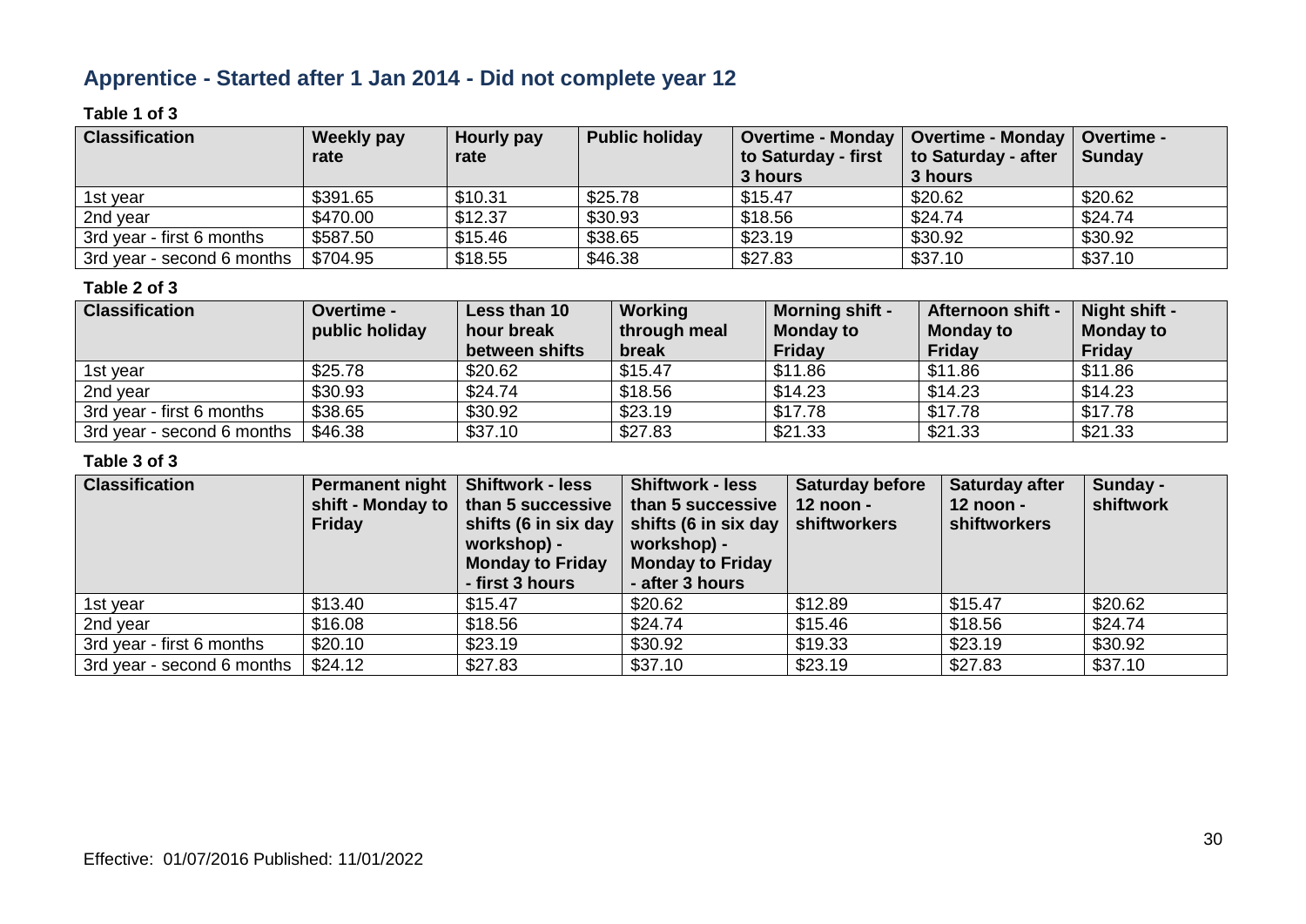## Apprentice - Started after 1 Jan 2014 - Did not complete year 12

**Table 1 of 3**

| Classification | Weekly pay rate | Hourly pay rate | Public holiday | Overtime - Monday to Saturday - first 3 hours | Overtime - Monday to Saturday - after 3 hours | Overtime - Sunday |
|---|---|---|---|---|---|---|
| 1st year | $391.65 | $10.31 | $25.78 | $15.47 | $20.62 | $20.62 |
| 2nd year | $470.00 | $12.37 | $30.93 | $18.56 | $24.74 | $24.74 |
| 3rd year - first 6 months | $587.50 | $15.46 | $38.65 | $23.19 | $30.92 | $30.92 |
| 3rd year - second 6 months | $704.95 | $18.55 | $46.38 | $27.83 | $37.10 | $37.10 |

**Table 2 of 3**

| Classification | Overtime - public holiday | Less than 10 hour break between shifts | Working through meal break | Morning shift - Monday to Friday | Afternoon shift - Monday to Friday | Night shift - Monday to Friday |
|---|---|---|---|---|---|---|
| 1st year | $25.78 | $20.62 | $15.47 | $11.86 | $11.86 | $11.86 |
| 2nd year | $30.93 | $24.74 | $18.56 | $14.23 | $14.23 | $14.23 |
| 3rd year - first 6 months | $38.65 | $30.92 | $23.19 | $17.78 | $17.78 | $17.78 |
| 3rd year - second 6 months | $46.38 | $37.10 | $27.83 | $21.33 | $21.33 | $21.33 |

**Table 3 of 3**

| Classification | Permanent night shift - Monday to Friday | Shiftwork - less than 5 successive shifts (6 in six day workshop) - Monday to Friday - first 3 hours | Shiftwork - less than 5 successive shifts (6 in six day workshop) - Monday to Friday - after 3 hours | Saturday before 12 noon - shiftworkers | Saturday after 12 noon - shiftworkers | Sunday - shiftwork |
|---|---|---|---|---|---|---|
| 1st year | $13.40 | $15.47 | $20.62 | $12.89 | $15.47 | $20.62 |
| 2nd year | $16.08 | $18.56 | $24.74 | $15.46 | $18.56 | $24.74 |
| 3rd year - first 6 months | $20.10 | $23.19 | $30.92 | $19.33 | $23.19 | $30.92 |
| 3rd year - second 6 months | $24.12 | $27.83 | $37.10 | $23.19 | $27.83 | $37.10 |

Effective: 01/07/2016 Published: 11/01/2022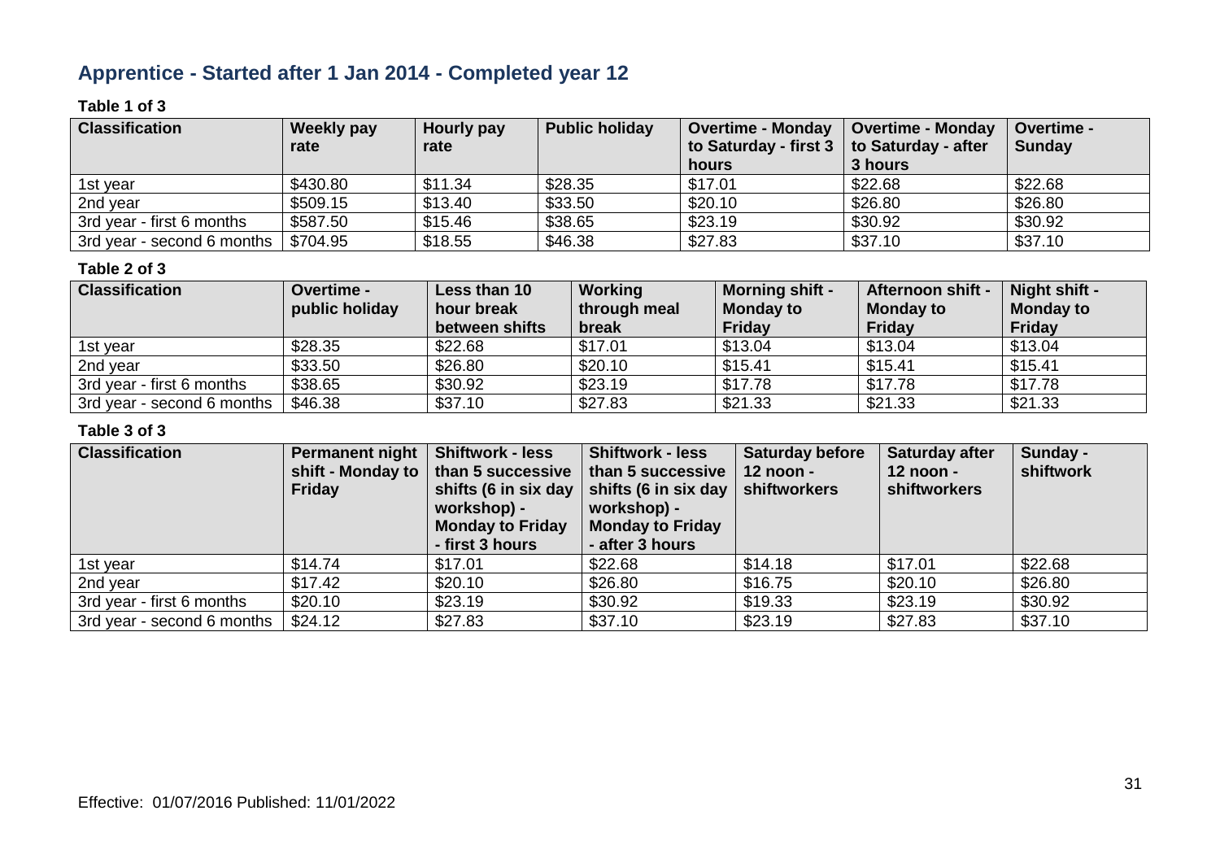## Apprentice - Started after 1 Jan 2014 - Completed year 12

**Table 1 of 3**

| Classification | Weekly pay rate | Hourly pay rate | Public holiday | Overtime - Monday to Saturday - first 3 hours | Overtime - Monday to Saturday - after 3 hours | Overtime - Sunday |
|---|---|---|---|---|---|---|
| 1st year | $430.80 | $11.34 | $28.35 | $17.01 | $22.68 | $22.68 |
| 2nd year | $509.15 | $13.40 | $33.50 | $20.10 | $26.80 | $26.80 |
| 3rd year - first 6 months | $587.50 | $15.46 | $38.65 | $23.19 | $30.92 | $30.92 |
| 3rd year - second 6 months | $704.95 | $18.55 | $46.38 | $27.83 | $37.10 | $37.10 |

**Table 2 of 3**

| Classification | Overtime - public holiday | Less than 10 hour break between shifts | Working through meal break | Morning shift - Monday to Friday | Afternoon shift - Monday to Friday | Night shift - Monday to Friday |
|---|---|---|---|---|---|---|
| 1st year | $28.35 | $22.68 | $17.01 | $13.04 | $13.04 | $13.04 |
| 2nd year | $33.50 | $26.80 | $20.10 | $15.41 | $15.41 | $15.41 |
| 3rd year - first 6 months | $38.65 | $30.92 | $23.19 | $17.78 | $17.78 | $17.78 |
| 3rd year - second 6 months | $46.38 | $37.10 | $27.83 | $21.33 | $21.33 | $21.33 |

**Table 3 of 3**

| Classification | Permanent night shift - Monday to Friday | Shiftwork - less than 5 successive shifts (6 in six day workshop) - Monday to Friday - first 3 hours | Shiftwork - less than 5 successive shifts (6 in six day workshop) - Monday to Friday - after 3 hours | Saturday before 12 noon - shiftworkers | Saturday after 12 noon - shiftworkers | Sunday - shiftwork |
|---|---|---|---|---|---|---|
| 1st year | $14.74 | $17.01 | $22.68 | $14.18 | $17.01 | $22.68 |
| 2nd year | $17.42 | $20.10 | $26.80 | $16.75 | $20.10 | $26.80 |
| 3rd year - first 6 months | $20.10 | $23.19 | $30.92 | $19.33 | $23.19 | $30.92 |
| 3rd year - second 6 months | $24.12 | $27.83 | $37.10 | $23.19 | $27.83 | $37.10 |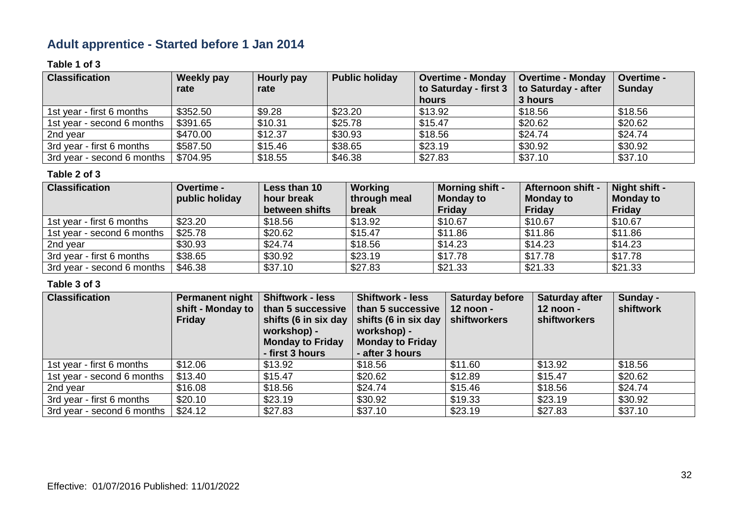## Adult apprentice - Started before 1 Jan 2014

**Table 1 of 3**

| Classification | Weekly pay rate | Hourly pay rate | Public holiday | Overtime - Monday to Saturday - first 3 hours | Overtime - Monday to Saturday - after 3 hours | Overtime - Sunday |
|---|---|---|---|---|---|---|
| 1st year - first 6 months | $352.50 | $9.28 | $23.20 | $13.92 | $18.56 | $18.56 |
| 1st year - second 6 months | $391.65 | $10.31 | $25.78 | $15.47 | $20.62 | $20.62 |
| 2nd year | $470.00 | $12.37 | $30.93 | $18.56 | $24.74 | $24.74 |
| 3rd year - first 6 months | $587.50 | $15.46 | $38.65 | $23.19 | $30.92 | $30.92 |
| 3rd year - second 6 months | $704.95 | $18.55 | $46.38 | $27.83 | $37.10 | $37.10 |

**Table 2 of 3**

| Classification | Overtime - public holiday | Less than 10 hour break between shifts | Working through meal break | Morning shift - Monday to Friday | Afternoon shift - Monday to Friday | Night shift - Monday to Friday |
|---|---|---|---|---|---|---|
| 1st year - first 6 months | $23.20 | $18.56 | $13.92 | $10.67 | $10.67 | $10.67 |
| 1st year - second 6 months | $25.78 | $20.62 | $15.47 | $11.86 | $11.86 | $11.86 |
| 2nd year | $30.93 | $24.74 | $18.56 | $14.23 | $14.23 | $14.23 |
| 3rd year - first 6 months | $38.65 | $30.92 | $23.19 | $17.78 | $17.78 | $17.78 |
| 3rd year - second 6 months | $46.38 | $37.10 | $27.83 | $21.33 | $21.33 | $21.33 |

**Table 3 of 3**

| Classification | Permanent night shift - Monday to Friday | Shiftwork - less than 5 successive shifts (6 in six day workshop) - Monday to Friday - first 3 hours | Shiftwork - less than 5 successive shifts (6 in six day workshop) - Monday to Friday - after 3 hours | Saturday before 12 noon - shiftworkers | Saturday after 12 noon - shiftworkers | Sunday - shiftwork |
|---|---|---|---|---|---|---|
| 1st year - first 6 months | $12.06 | $13.92 | $18.56 | $11.60 | $13.92 | $18.56 |
| 1st year - second 6 months | $13.40 | $15.47 | $20.62 | $12.89 | $15.47 | $20.62 |
| 2nd year | $16.08 | $18.56 | $24.74 | $15.46 | $18.56 | $24.74 |
| 3rd year - first 6 months | $20.10 | $23.19 | $30.92 | $19.33 | $23.19 | $30.92 |
| 3rd year - second 6 months | $24.12 | $27.83 | $37.10 | $23.19 | $27.83 | $37.10 |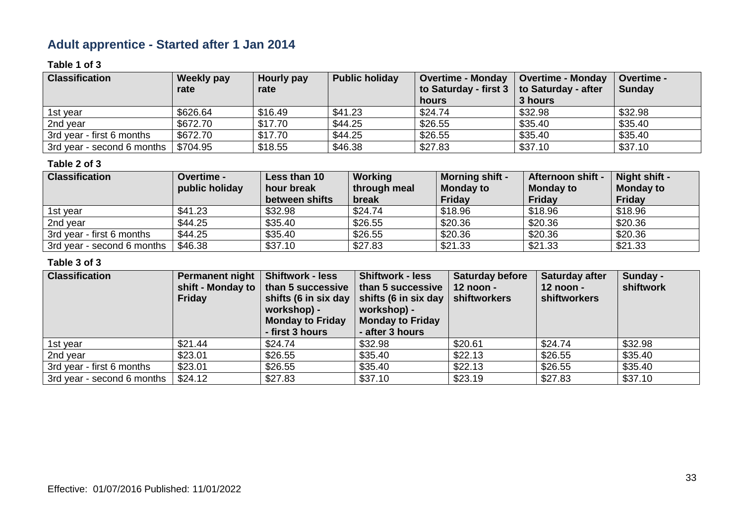## Adult apprentice - Started after 1 Jan 2014

**Table 1 of 3**

| Classification | Weekly pay rate | Hourly pay rate | Public holiday | Overtime - Monday to Saturday - first 3 hours | Overtime - Monday to Saturday - after 3 hours | Overtime - Sunday |
|---|---|---|---|---|---|---|
| 1st year | $626.64 | $16.49 | $41.23 | $24.74 | $32.98 | $32.98 |
| 2nd year | $672.70 | $17.70 | $44.25 | $26.55 | $35.40 | $35.40 |
| 3rd year - first 6 months | $672.70 | $17.70 | $44.25 | $26.55 | $35.40 | $35.40 |
| 3rd year - second 6 months | $704.95 | $18.55 | $46.38 | $27.83 | $37.10 | $37.10 |

**Table 2 of 3**

| Classification | Overtime - public holiday | Less than 10 hour break between shifts | Working through meal break | Morning shift - Monday to Friday | Afternoon shift - Monday to Friday | Night shift - Monday to Friday |
|---|---|---|---|---|---|---|
| 1st year | $41.23 | $32.98 | $24.74 | $18.96 | $18.96 | $18.96 |
| 2nd year | $44.25 | $35.40 | $26.55 | $20.36 | $20.36 | $20.36 |
| 3rd year - first 6 months | $44.25 | $35.40 | $26.55 | $20.36 | $20.36 | $20.36 |
| 3rd year - second 6 months | $46.38 | $37.10 | $27.83 | $21.33 | $21.33 | $21.33 |

**Table 3 of 3**

| Classification | Permanent night shift - Monday to Friday | Shiftwork - less than 5 successive shifts (6 in six day workshop) - Monday to Friday - first 3 hours | Shiftwork - less than 5 successive shifts (6 in six day workshop) - Monday to Friday - after 3 hours | Saturday before 12 noon - shiftworkers | Saturday after 12 noon - shiftworkers | Sunday - shiftwork |
|---|---|---|---|---|---|---|
| 1st year | $21.44 | $24.74 | $32.98 | $20.61 | $24.74 | $32.98 |
| 2nd year | $23.01 | $26.55 | $35.40 | $22.13 | $26.55 | $35.40 |
| 3rd year - first 6 months | $23.01 | $26.55 | $35.40 | $22.13 | $26.55 | $35.40 |
| 3rd year - second 6 months | $24.12 | $27.83 | $37.10 | $23.19 | $27.83 | $37.10 |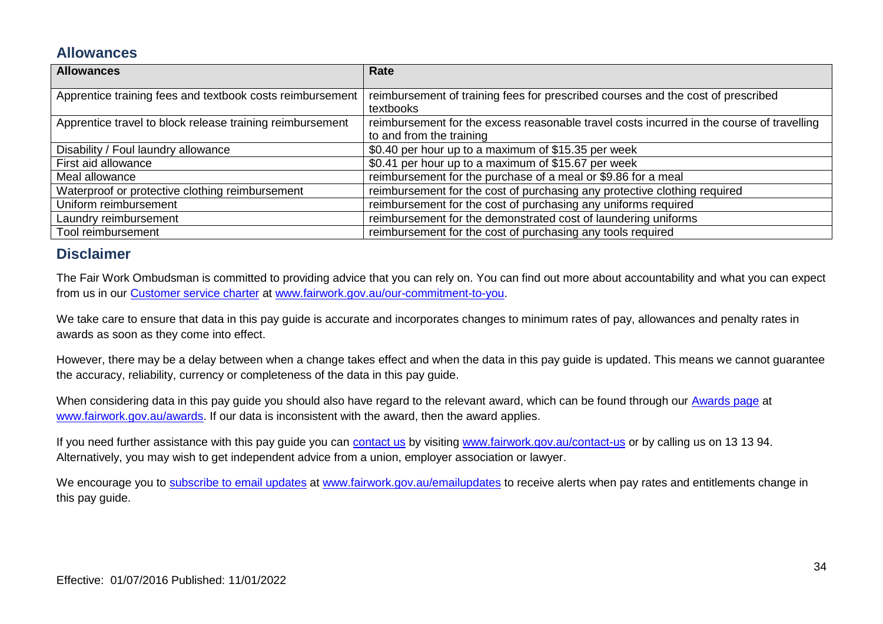## Allowances

| Allowances | Rate |
| --- | --- |
| Apprentice training fees and textbook costs reimbursement | reimbursement of training fees for prescribed courses and the cost of prescribed textbooks |
| Apprentice travel to block release training reimbursement | reimbursement for the excess reasonable travel costs incurred in the course of travelling to and from the training |
| Disability / Foul laundry allowance | $0.40 per hour up to a maximum of $15.35 per week |
| First aid allowance | $0.41 per hour up to a maximum of $15.67 per week |
| Meal allowance | reimbursement for the purchase of a meal or $9.86 for a meal |
| Waterproof or protective clothing reimbursement | reimbursement for the cost of purchasing any protective clothing required |
| Uniform reimbursement | reimbursement for the cost of purchasing any uniforms required |
| Laundry reimbursement | reimbursement for the demonstrated cost of laundering uniforms |
| Tool reimbursement | reimbursement for the cost of purchasing any tools required |

## Disclaimer

The Fair Work Ombudsman is committed to providing advice that you can rely on. You can find out more about accountability and what you can expect from us in our Customer service charter at www.fairwork.gov.au/our-commitment-to-you.

We take care to ensure that data in this pay guide is accurate and incorporates changes to minimum rates of pay, allowances and penalty rates in awards as soon as they come into effect.

However, there may be a delay between when a change takes effect and when the data in this pay guide is updated. This means we cannot guarantee the accuracy, reliability, currency or completeness of the data in this pay guide.

When considering data in this pay guide you should also have regard to the relevant award, which can be found through our Awards page at www.fairwork.gov.au/awards. If our data is inconsistent with the award, then the award applies.

If you need further assistance with this pay guide you can contact us by visiting www.fairwork.gov.au/contact-us or by calling us on 13 13 94. Alternatively, you may wish to get independent advice from a union, employer association or lawyer.

We encourage you to subscribe to email updates at www.fairwork.gov.au/emailupdates to receive alerts when pay rates and entitlements change in this pay guide.

Effective: 01/07/2016 Published: 11/01/2022